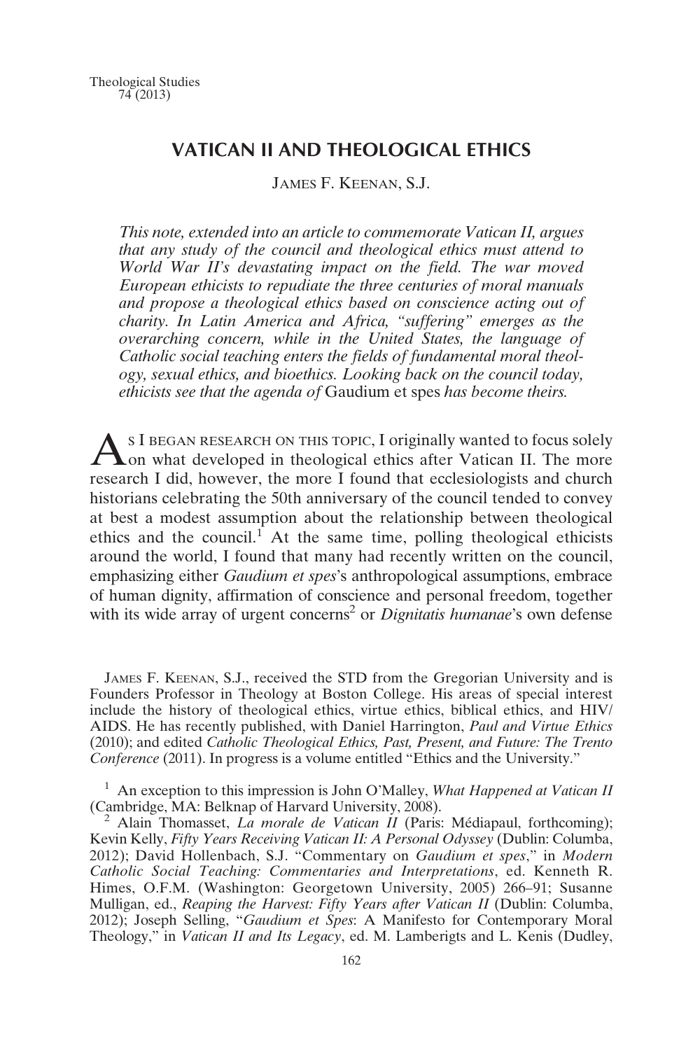# VATICAN II AND THEOLOGICAL ETHICS

JAMES F. KEENAN, S.J.

*This note, extended into an article to commemorate Vatican II, argues that any study of the council and theological ethics must attend to World War II's devastating impact on the field. The war moved European ethicists to repudiate the three centuries of moral manuals and propose a theological ethics based on conscience acting out of charity. In Latin America and Africa, "suffering" emerges as the overarching concern, while in the United States, the language of Catholic social teaching enters the fields of fundamental moral theology, sexual ethics, and bioethics. Looking back on the council today, ethicists see that the agenda of* Gaudium et spes *has become theirs.*

AS I BEGAN RESEARCH ON THIS TOPIC, I originally wanted to focus solely on what developed in theological ethics after Vatican II. The more research I did, however, the more I found that ecclesiologists and church historians celebrating the 50th anniversary of the council tended to convey at best a modest assumption about the relationship between theological ethics and the council.[1] At the same time, polling theological ethicists around the world, I found that many had recently written on the council, emphasizing either *Gaudium et spes*'s anthropological assumptions, embrace of human dignity, affirmation of conscience and personal freedom, together with its wide array of urgent concerns[2] or *Dignitatis humanae*'s own defense

JAMES F. KEENAN, S.J., received the STD from the Gregorian University and is Founders Professor in Theology at Boston College. His areas of special interest include the history of theological ethics, virtue ethics, biblical ethics, and HIV/AIDS. He has recently published, with Daniel Harrington, *Paul and Virtue Ethics* (2010); and edited *Catholic Theological Ethics, Past, Present, and Future: The Trento Conference* (2011). In progress is a volume entitled "Ethics and the University."

[1] An exception to this impression is John O'Malley, *What Happened at Vatican II* (Cambridge, MA: Belknap of Harvard University, 2008).

[2] Alain Thomasset, *La morale de Vatican II* (Paris: Médiapaul, forthcoming); Kevin Kelly, *Fifty Years Receiving Vatican II: A Personal Odyssey* (Dublin: Columba, 2012); David Hollenbach, S.J. "Commentary on *Gaudium et spes*," in *Modern Catholic Social Teaching: Commentaries and Interpretations*, ed. Kenneth R. Himes, O.F.M. (Washington: Georgetown University, 2005) 266–91; Susanne Mulligan, ed., *Reaping the Harvest: Fifty Years after Vatican II* (Dublin: Columba, 2012); Joseph Selling, "*Gaudium et Spes*: A Manifesto for Contemporary Moral Theology," in *Vatican II and Its Legacy*, ed. M. Lamberigts and L. Kenis (Dudley,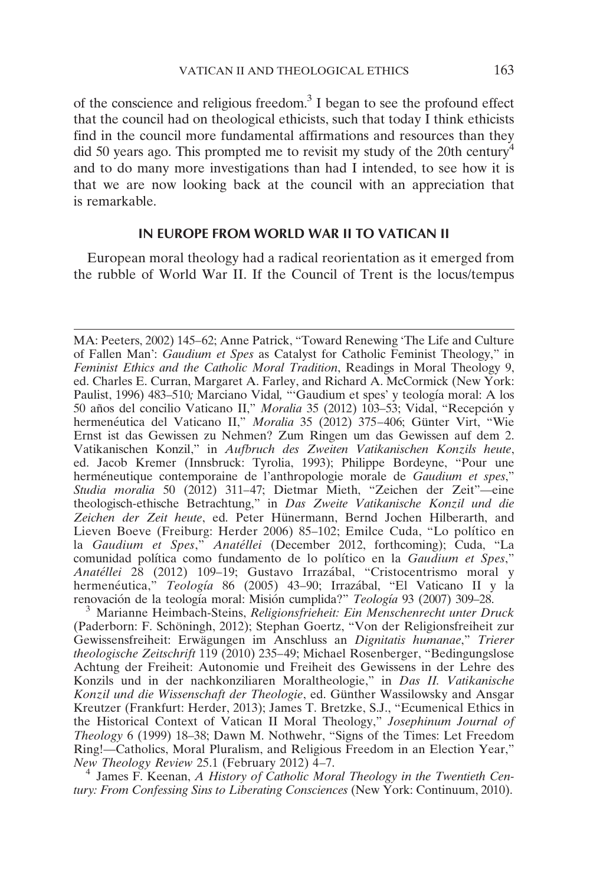of the conscience and religious freedom.[3] I began to see the profound effect that the council had on theological ethicists, such that today I think ethicists find in the council more fundamental affirmations and resources than they did 50 years ago. This prompted me to revisit my study of the 20th century[4] and to do many more investigations than had I intended, to see how it is that we are now looking back at the council with an appreciation that is remarkable.

## IN EUROPE FROM WORLD WAR II TO VATICAN II

European moral theology had a radical reorientation as it emerged from the rubble of World War II. If the Council of Trent is the locus/tempus

---

MA: Peeters, 2002) 145–62; Anne Patrick, "Toward Renewing 'The Life and Culture of Fallen Man': *Gaudium et Spes* as Catalyst for Catholic Feminist Theology," in *Feminist Ethics and the Catholic Moral Tradition*, Readings in Moral Theology 9, ed. Charles E. Curran, Margaret A. Farley, and Richard A. McCormick (New York: Paulist, 1996) 483–510; Marciano Vidal, "'Gaudium et spes' y teología moral: A los 50 años del concilio Vaticano II," *Moralia* 35 (2012) 103–53; Vidal, "Recepción y hermenéutica del Vaticano II," *Moralia* 35 (2012) 375–406; Günter Virt, "Wie Ernst ist das Gewissen zu Nehmen? Zum Ringen um das Gewissen auf dem 2. Vatikanischen Konzil," in *Aufbruch des Zweiten Vatikanischen Konzils heute*, ed. Jacob Kremer (Innsbruck: Tyrolia, 1993); Philippe Bordeyne, "Pour une herméneutique contemporaine de l'anthropologie morale de *Gaudium et spes*," *Studia moralia* 50 (2012) 311–47; Dietmar Mieth, "Zeichen der Zeit"—eine theologisch-ethische Betrachtung," in *Das Zweite Vatikanische Konzil und die Zeichen der Zeit heute*, ed. Peter Hünermann, Bernd Jochen Hilberarth, and Lieven Boeve (Freiburg: Herder 2006) 85–102; Emilce Cuda, "Lo político en la *Gaudium et Spes*," *Anatéllei* (December 2012, forthcoming); Cuda, "La comunidad política como fundamento de lo político en la *Gaudium et Spes*," *Anatéllei* 28 (2012) 109–19; Gustavo Irrazábal, "Cristocentrismo moral y hermenéutica," *Teología* 86 (2005) 43–90; Irrazábal, "El Vaticano II y la renovación de la teología moral: Misión cumplida?" *Teología* 93 (2007) 309–28.

[3] Marianne Heimbach-Steins, *Religionsfrieheit: Ein Menschenrecht unter Druck* (Paderborn: F. Schöningh, 2012); Stephan Goertz, "Von der Religionsfreiheit zur Gewissensfreiheit: Erwägungen im Anschluss an *Dignitatis humanae*," *Trierer theologische Zeitschrift* 119 (2010) 235–49; Michael Rosenberger, "Bedingungslose Achtung der Freiheit: Autonomie und Freiheit des Gewissens in der Lehre des Konzils und in der nachkonziliaren Moraltheologie," in *Das II. Vatikanische Konzil und die Wissenschaft der Theologie*, ed. Günther Wassilowsky and Ansgar Kreutzer (Frankfurt: Herder, 2013); James T. Bretzke, S.J., "Ecumenical Ethics in the Historical Context of Vatican II Moral Theology," *Josephinum Journal of Theology* 6 (1999) 18–38; Dawn M. Nothwehr, "Signs of the Times: Let Freedom Ring!—Catholics, Moral Pluralism, and Religious Freedom in an Election Year," *New Theology Review* 25.1 (February 2012) 4–7.

[4] James F. Keenan, *A History of Catholic Moral Theology in the Twentieth Century: From Confessing Sins to Liberating Consciences* (New York: Continuum, 2010).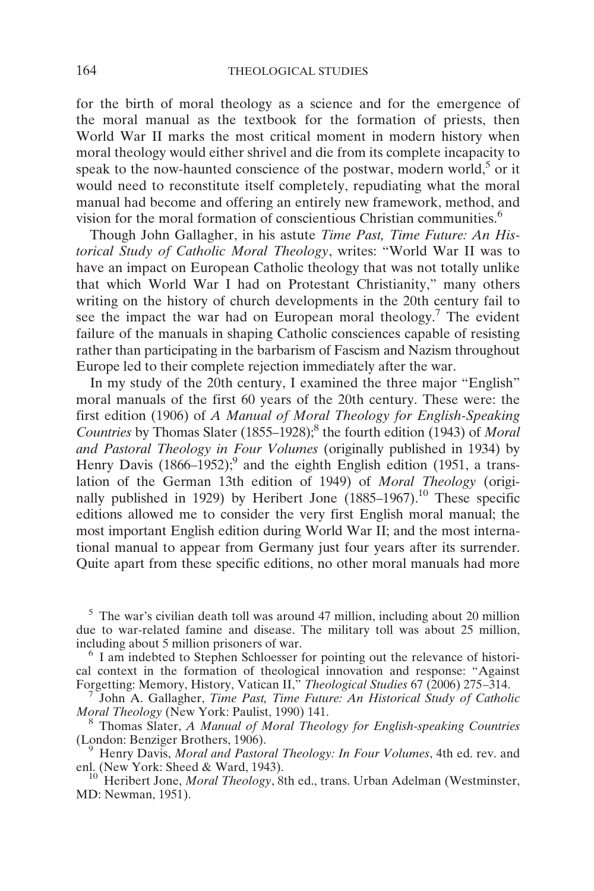for the birth of moral theology as a science and for the emergence of the moral manual as the textbook for the formation of priests, then World War II marks the most critical moment in modern history when moral theology would either shrivel and die from its complete incapacity to speak to the now-haunted conscience of the postwar, modern world,[5] or it would need to reconstitute itself completely, repudiating what the moral manual had become and offering an entirely new framework, method, and vision for the moral formation of conscientious Christian communities.[6]

Though John Gallagher, in his astute *Time Past, Time Future: An Historical Study of Catholic Moral Theology*, writes: "World War II was to have an impact on European Catholic theology that was not totally unlike that which World War I had on Protestant Christianity," many others writing on the history of church developments in the 20th century fail to see the impact the war had on European moral theology.[7] The evident failure of the manuals in shaping Catholic consciences capable of resisting rather than participating in the barbarism of Fascism and Nazism throughout Europe led to their complete rejection immediately after the war.

In my study of the 20th century, I examined the three major "English" moral manuals of the first 60 years of the 20th century. These were: the first edition (1906) of *A Manual of Moral Theology for English-Speaking Countries* by Thomas Slater (1855–1928);[8] the fourth edition (1943) of *Moral and Pastoral Theology in Four Volumes* (originally published in 1934) by Henry Davis (1866–1952);[9] and the eighth English edition (1951, a translation of the German 13th edition of 1949) of *Moral Theology* (originally published in 1929) by Heribert Jone (1885–1967).[10] These specific editions allowed me to consider the very first English moral manual; the most important English edition during World War II; and the most international manual to appear from Germany just four years after its surrender. Quite apart from these specific editions, no other moral manuals had more

[5] The war's civilian death toll was around 47 million, including about 20 million due to war-related famine and disease. The military toll was about 25 million, including about 5 million prisoners of war.

[6] I am indebted to Stephen Schloesser for pointing out the relevance of historical context in the formation of theological innovation and response: "Against Forgetting: Memory, History, Vatican II," *Theological Studies* 67 (2006) 275–314.

[7] John A. Gallagher, *Time Past, Time Future: An Historical Study of Catholic Moral Theology* (New York: Paulist, 1990) 141.

[8] Thomas Slater, *A Manual of Moral Theology for English-speaking Countries* (London: Benziger Brothers, 1906).

[9] Henry Davis, *Moral and Pastoral Theology: In Four Volumes*, 4th ed. rev. and enl. (New York: Sheed & Ward, 1943).

[10] Heribert Jone, *Moral Theology*, 8th ed., trans. Urban Adelman (Westminster, MD: Newman, 1951).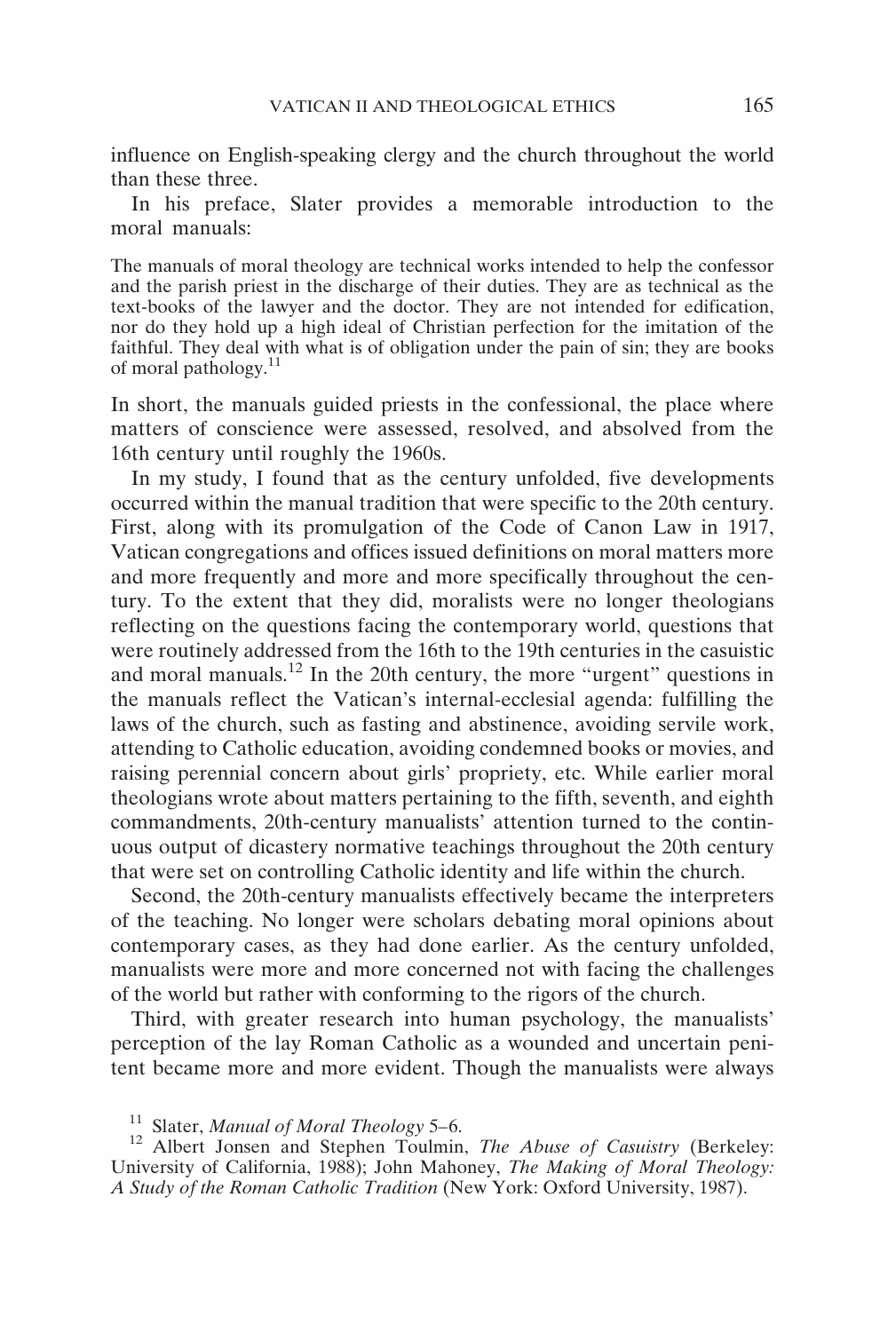influence on English-speaking clergy and the church throughout the world than these three.

In his preface, Slater provides a memorable introduction to the moral manuals:

> The manuals of moral theology are technical works intended to help the confessor and the parish priest in the discharge of their duties. They are as technical as the text-books of the lawyer and the doctor. They are not intended for edification, nor do they hold up a high ideal of Christian perfection for the imitation of the faithful. They deal with what is of obligation under the pain of sin; they are books of moral pathology.[11]

In short, the manuals guided priests in the confessional, the place where matters of conscience were assessed, resolved, and absolved from the 16th century until roughly the 1960s.

In my study, I found that as the century unfolded, five developments occurred within the manual tradition that were specific to the 20th century. First, along with its promulgation of the Code of Canon Law in 1917, Vatican congregations and offices issued definitions on moral matters more and more frequently and more and more specifically throughout the century. To the extent that they did, moralists were no longer theologians reflecting on the questions facing the contemporary world, questions that were routinely addressed from the 16th to the 19th centuries in the casuistic and moral manuals.[12] In the 20th century, the more "urgent" questions in the manuals reflect the Vatican's internal-ecclesial agenda: fulfilling the laws of the church, such as fasting and abstinence, avoiding servile work, attending to Catholic education, avoiding condemned books or movies, and raising perennial concern about girls' propriety, etc. While earlier moral theologians wrote about matters pertaining to the fifth, seventh, and eighth commandments, 20th-century manualists' attention turned to the continuous output of dicastery normative teachings throughout the 20th century that were set on controlling Catholic identity and life within the church.

Second, the 20th-century manualists effectively became the interpreters of the teaching. No longer were scholars debating moral opinions about contemporary cases, as they had done earlier. As the century unfolded, manualists were more and more concerned not with facing the challenges of the world but rather with conforming to the rigors of the church.

Third, with greater research into human psychology, the manualists' perception of the lay Roman Catholic as a wounded and uncertain penitent became more and more evident. Though the manualists were always

---

[11] Slater, *Manual of Moral Theology* 5–6.

[12] Albert Jonsen and Stephen Toulmin, *The Abuse of Casuistry* (Berkeley: University of California, 1988); John Mahoney, *The Making of Moral Theology: A Study of the Roman Catholic Tradition* (New York: Oxford University, 1987).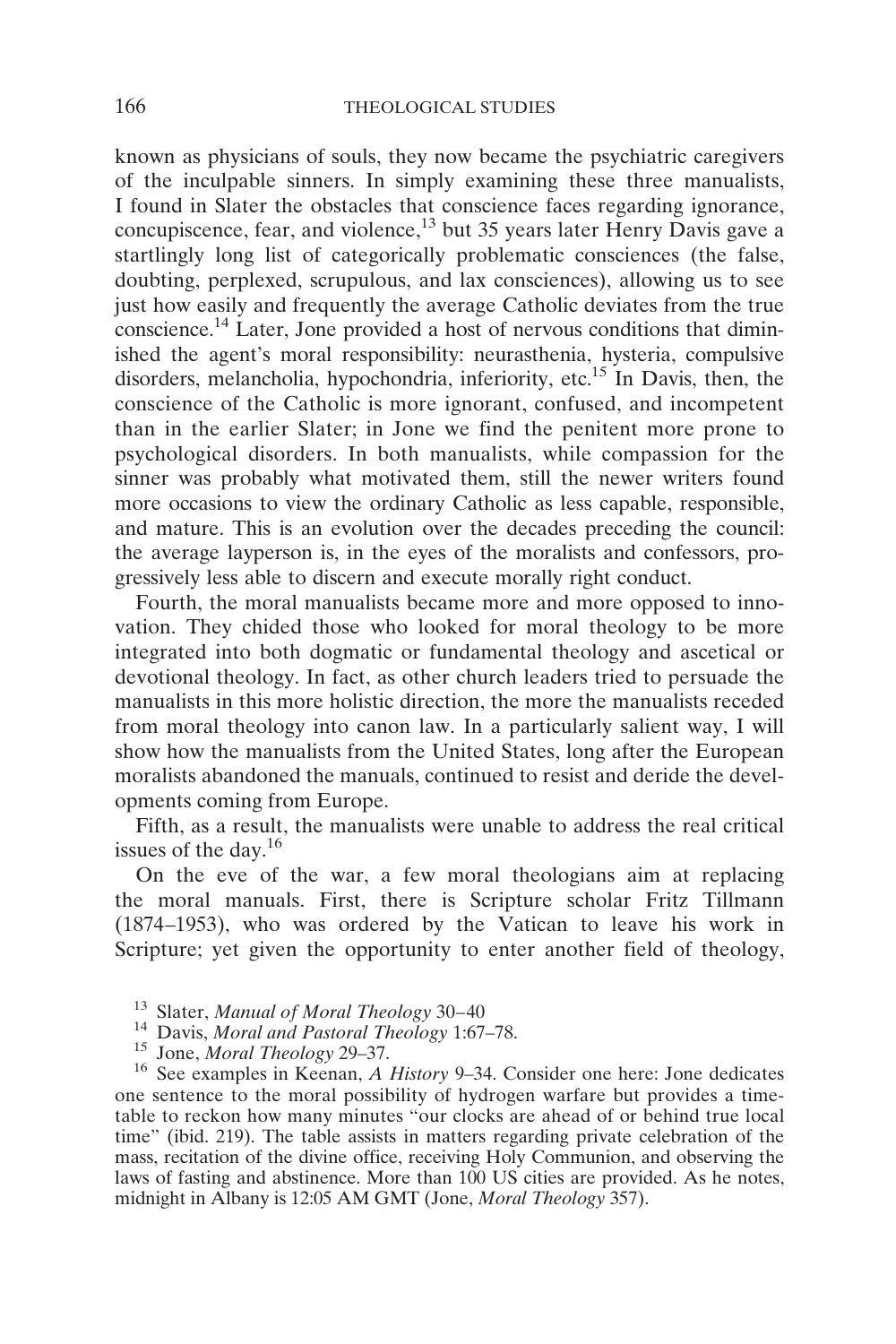known as physicians of souls, they now became the psychiatric caregivers of the inculpable sinners. In simply examining these three manualists, I found in Slater the obstacles that conscience faces regarding ignorance, concupiscence, fear, and violence,[13] but 35 years later Henry Davis gave a startlingly long list of categorically problematic consciences (the false, doubting, perplexed, scrupulous, and lax consciences), allowing us to see just how easily and frequently the average Catholic deviates from the true conscience.[14] Later, Jone provided a host of nervous conditions that diminished the agent's moral responsibility: neurasthenia, hysteria, compulsive disorders, melancholia, hypochondria, inferiority, etc.[15] In Davis, then, the conscience of the Catholic is more ignorant, confused, and incompetent than in the earlier Slater; in Jone we find the penitent more prone to psychological disorders. In both manualists, while compassion for the sinner was probably what motivated them, still the newer writers found more occasions to view the ordinary Catholic as less capable, responsible, and mature. This is an evolution over the decades preceding the council: the average layperson is, in the eyes of the moralists and confessors, progressively less able to discern and execute morally right conduct.

Fourth, the moral manualists became more and more opposed to innovation. They chided those who looked for moral theology to be more integrated into both dogmatic or fundamental theology and ascetical or devotional theology. In fact, as other church leaders tried to persuade the manualists in this more holistic direction, the more the manualists receded from moral theology into canon law. In a particularly salient way, I will show how the manualists from the United States, long after the European moralists abandoned the manuals, continued to resist and deride the developments coming from Europe.

Fifth, as a result, the manualists were unable to address the real critical issues of the day.[16]

On the eve of the war, a few moral theologians aim at replacing the moral manuals. First, there is Scripture scholar Fritz Tillmann (1874–1953), who was ordered by the Vatican to leave his work in Scripture; yet given the opportunity to enter another field of theology,

[13] Slater, *Manual of Moral Theology* 30–40

[14] Davis, *Moral and Pastoral Theology* 1:67–78.

[15] Jone, *Moral Theology* 29–37.

[16] See examples in Keenan, *A History* 9–34. Consider one here: Jone dedicates one sentence to the moral possibility of hydrogen warfare but provides a timetable to reckon how many minutes "our clocks are ahead of or behind true local time" (ibid. 219). The table assists in matters regarding private celebration of the mass, recitation of the divine office, receiving Holy Communion, and observing the laws of fasting and abstinence. More than 100 US cities are provided. As he notes, midnight in Albany is 12:05 AM GMT (Jone, *Moral Theology* 357).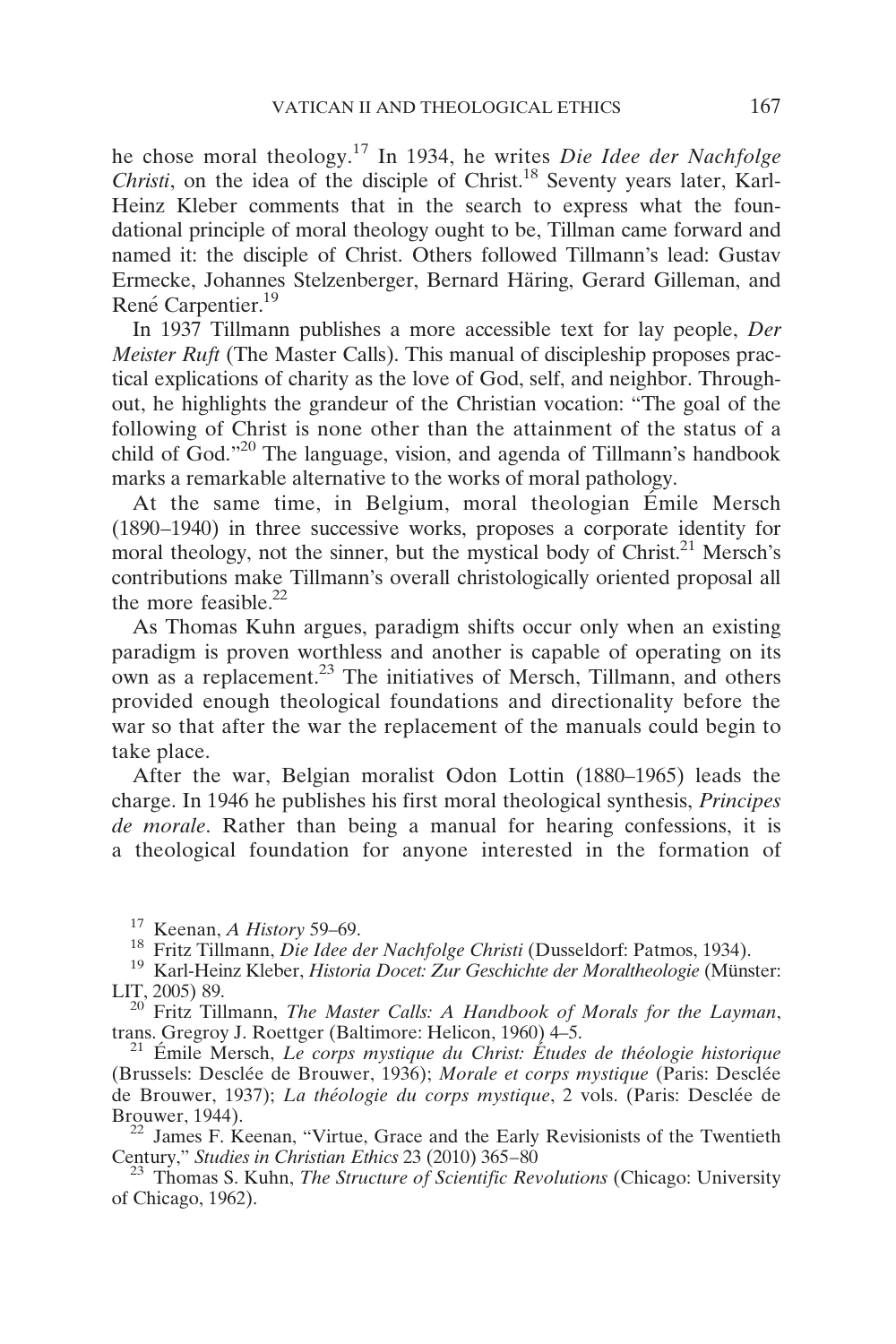he chose moral theology.[17] In 1934, he writes *Die Idee der Nachfolge Christi*, on the idea of the disciple of Christ.[18] Seventy years later, Karl-Heinz Kleber comments that in the search to express what the foundational principle of moral theology ought to be, Tillman came forward and named it: the disciple of Christ. Others followed Tillmann's lead: Gustav Ermecke, Johannes Stelzenberger, Bernard Häring, Gerard Gilleman, and René Carpentier.[19]

In 1937 Tillmann publishes a more accessible text for lay people, *Der Meister Ruft* (The Master Calls). This manual of discipleship proposes practical explications of charity as the love of God, self, and neighbor. Throughout, he highlights the grandeur of the Christian vocation: "The goal of the following of Christ is none other than the attainment of the status of a child of God."[20] The language, vision, and agenda of Tillmann's handbook marks a remarkable alternative to the works of moral pathology.

At the same time, in Belgium, moral theologian Émile Mersch (1890–1940) in three successive works, proposes a corporate identity for moral theology, not the sinner, but the mystical body of Christ.[21] Mersch's contributions make Tillmann's overall christologically oriented proposal all the more feasible.[22]

As Thomas Kuhn argues, paradigm shifts occur only when an existing paradigm is proven worthless and another is capable of operating on its own as a replacement.[23] The initiatives of Mersch, Tillmann, and others provided enough theological foundations and directionality before the war so that after the war the replacement of the manuals could begin to take place.

After the war, Belgian moralist Odon Lottin (1880–1965) leads the charge. In 1946 he publishes his first moral theological synthesis, *Principes de morale*. Rather than being a manual for hearing confessions, it is a theological foundation for anyone interested in the formation of

[17] Keenan, *A History* 59–69.

[18] Fritz Tillmann, *Die Idee der Nachfolge Christi* (Dusseldorf: Patmos, 1934).

[19] Karl-Heinz Kleber, *Historia Docet: Zur Geschichte der Moraltheologie* (Münster: LIT, 2005) 89.

[20] Fritz Tillmann, *The Master Calls: A Handbook of Morals for the Layman*, trans. Gregroy J. Roettger (Baltimore: Helicon, 1960) 4–5.

[21] Émile Mersch, *Le corps mystique du Christ: Études de théologie historique* (Brussels: Desclée de Brouwer, 1936); *Morale et corps mystique* (Paris: Desclée de Brouwer, 1937); *La théologie du corps mystique*, 2 vols. (Paris: Desclée de Brouwer, 1944).

[22] James F. Keenan, "Virtue, Grace and the Early Revisionists of the Twentieth Century," *Studies in Christian Ethics* 23 (2010) 365–80

[23] Thomas S. Kuhn, *The Structure of Scientific Revolutions* (Chicago: University of Chicago, 1962).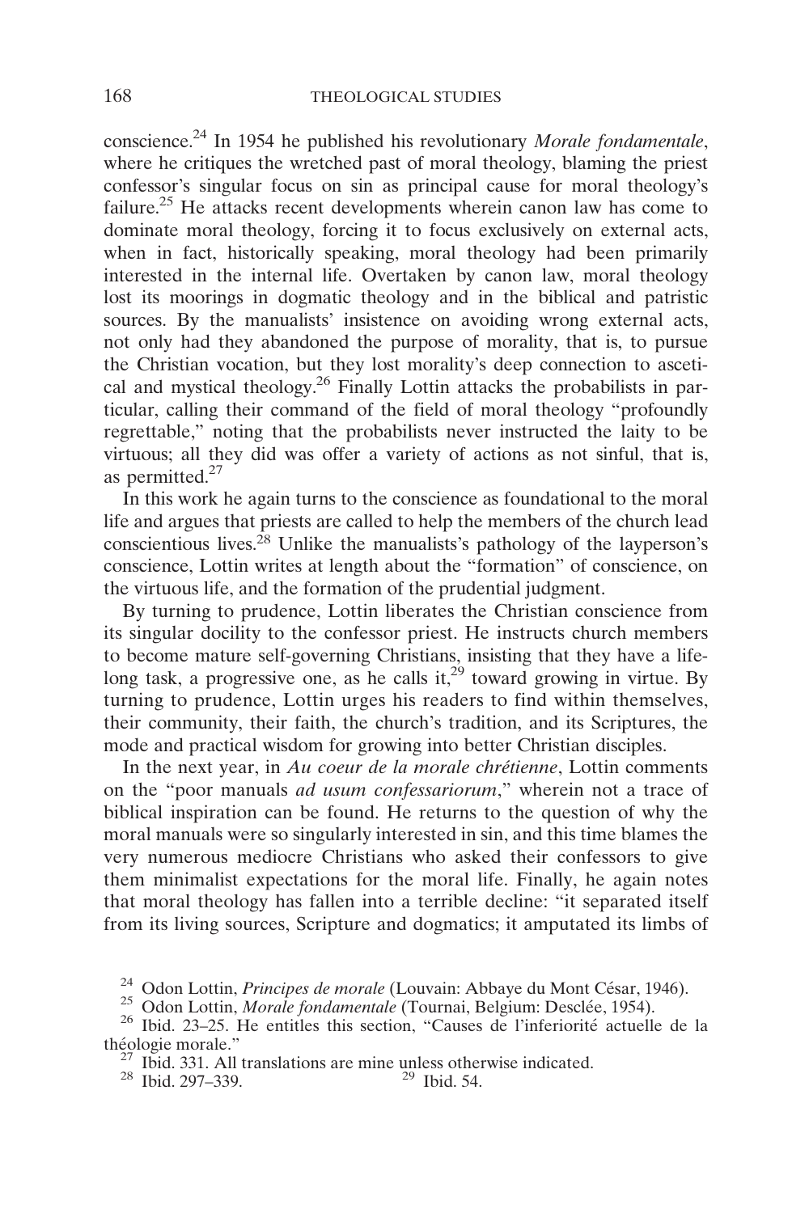conscience.[24] In 1954 he published his revolutionary *Morale fondamentale*, where he critiques the wretched past of moral theology, blaming the priest confessor's singular focus on sin as principal cause for moral theology's failure.[25] He attacks recent developments wherein canon law has come to dominate moral theology, forcing it to focus exclusively on external acts, when in fact, historically speaking, moral theology had been primarily interested in the internal life. Overtaken by canon law, moral theology lost its moorings in dogmatic theology and in the biblical and patristic sources. By the manualists' insistence on avoiding wrong external acts, not only had they abandoned the purpose of morality, that is, to pursue the Christian vocation, but they lost morality's deep connection to ascetical and mystical theology.[26] Finally Lottin attacks the probabilists in particular, calling their command of the field of moral theology "profoundly regrettable," noting that the probabilists never instructed the laity to be virtuous; all they did was offer a variety of actions as not sinful, that is, as permitted.[27]

In this work he again turns to the conscience as foundational to the moral life and argues that priests are called to help the members of the church lead conscientious lives.[28] Unlike the manualists's pathology of the layperson's conscience, Lottin writes at length about the "formation" of conscience, on the virtuous life, and the formation of the prudential judgment.

By turning to prudence, Lottin liberates the Christian conscience from its singular docility to the confessor priest. He instructs church members to become mature self-governing Christians, insisting that they have a lifelong task, a progressive one, as he calls it,[29] toward growing in virtue. By turning to prudence, Lottin urges his readers to find within themselves, their community, their faith, the church's tradition, and its Scriptures, the mode and practical wisdom for growing into better Christian disciples.

In the next year, in *Au coeur de la morale chrétienne*, Lottin comments on the "poor manuals *ad usum confessariorum*," wherein not a trace of biblical inspiration can be found. He returns to the question of why the moral manuals were so singularly interested in sin, and this time blames the very numerous mediocre Christians who asked their confessors to give them minimalist expectations for the moral life. Finally, he again notes that moral theology has fallen into a terrible decline: "it separated itself from its living sources, Scripture and dogmatics; it amputated its limbs of

[24] Odon Lottin, *Principes de morale* (Louvain: Abbaye du Mont César, 1946).

[25] Odon Lottin, *Morale fondamentale* (Tournai, Belgium: Desclée, 1954).

[26] Ibid. 23–25. He entitles this section, "Causes de l'inferiorité actuelle de la théologie morale."

[27] Ibid. 331. All translations are mine unless otherwise indicated.

[28] Ibid. 297–339.

[29] Ibid. 54.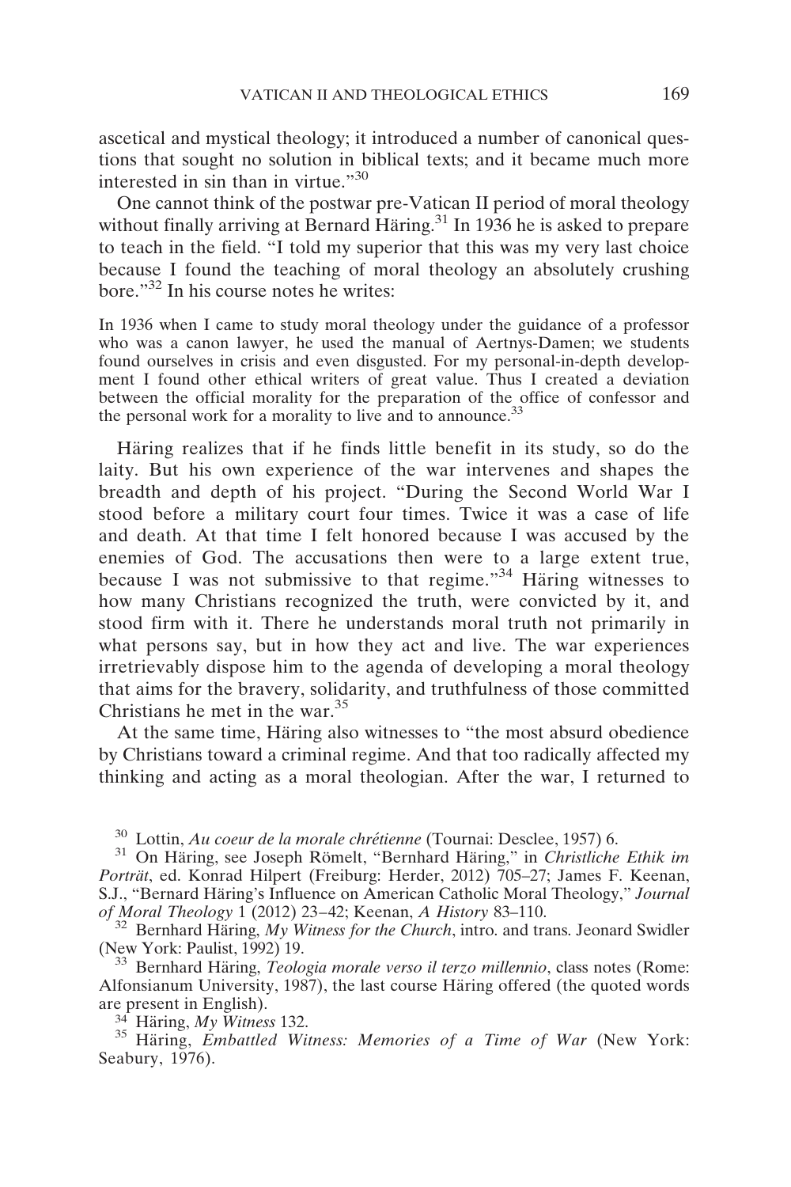ascetical and mystical theology; it introduced a number of canonical questions that sought no solution in biblical texts; and it became much more interested in sin than in virtue."[30]

One cannot think of the postwar pre-Vatican II period of moral theology without finally arriving at Bernard Häring.[31] In 1936 he is asked to prepare to teach in the field. "I told my superior that this was my very last choice because I found the teaching of moral theology an absolutely crushing bore."[32] In his course notes he writes:

> In 1936 when I came to study moral theology under the guidance of a professor who was a canon lawyer, he used the manual of Aertnys-Damen; we students found ourselves in crisis and even disgusted. For my personal-in-depth development I found other ethical writers of great value. Thus I created a deviation between the official morality for the preparation of the office of confessor and the personal work for a morality to live and to announce.[33]

Häring realizes that if he finds little benefit in its study, so do the laity. But his own experience of the war intervenes and shapes the breadth and depth of his project. "During the Second World War I stood before a military court four times. Twice it was a case of life and death. At that time I felt honored because I was accused by the enemies of God. The accusations then were to a large extent true, because I was not submissive to that regime."[34] Häring witnesses to how many Christians recognized the truth, were convicted by it, and stood firm with it. There he understands moral truth not primarily in what persons say, but in how they act and live. The war experiences irretrievably dispose him to the agenda of developing a moral theology that aims for the bravery, solidarity, and truthfulness of those committed Christians he met in the war.[35]

At the same time, Häring also witnesses to "the most absurd obedience by Christians toward a criminal regime. And that too radically affected my thinking and acting as a moral theologian. After the war, I returned to

---

[30] Lottin, *Au coeur de la morale chrétienne* (Tournai: Desclee, 1957) 6.

[31] On Häring, see Joseph Römelt, "Bernhard Häring," in *Christliche Ethik im Porträt*, ed. Konrad Hilpert (Freiburg: Herder, 2012) 705–27; James F. Keenan, S.J., "Bernard Häring's Influence on American Catholic Moral Theology," *Journal of Moral Theology* 1 (2012) 23–42; Keenan, *A History* 83–110.

[32] Bernhard Häring, *My Witness for the Church*, intro. and trans. Jeonard Swidler (New York: Paulist, 1992) 19.

[33] Bernhard Häring, *Teologia morale verso il terzo millennio*, class notes (Rome: Alfonsianum University, 1987), the last course Häring offered (the quoted words are present in English).

[34] Häring, *My Witness* 132.

[35] Häring, *Embattled Witness: Memories of a Time of War* (New York: Seabury, 1976).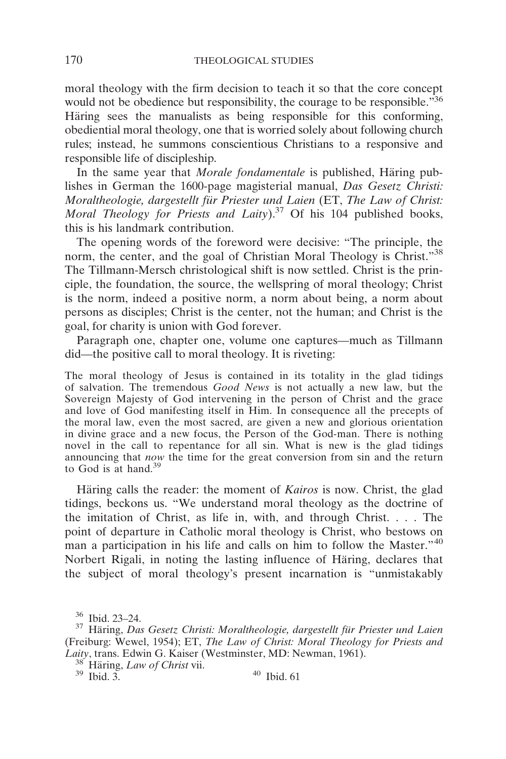moral theology with the firm decision to teach it so that the core concept would not be obedience but responsibility, the courage to be responsible."[36] Häring sees the manualists as being responsible for this conforming, obediential moral theology, one that is worried solely about following church rules; instead, he summons conscientious Christians to a responsive and responsible life of discipleship.

In the same year that *Morale fondamentale* is published, Häring publishes in German the 1600-page magisterial manual, *Das Gesetz Christi: Moraltheologie, dargestellt für Priester und Laien* (ET, *The Law of Christ: Moral Theology for Priests and Laity*).[37] Of his 104 published books, this is his landmark contribution.

The opening words of the foreword were decisive: "The principle, the norm, the center, and the goal of Christian Moral Theology is Christ."[38] The Tillmann-Mersch christological shift is now settled. Christ is the principle, the foundation, the source, the wellspring of moral theology; Christ is the norm, indeed a positive norm, a norm about being, a norm about persons as disciples; Christ is the center, not the human; and Christ is the goal, for charity is union with God forever.

Paragraph one, chapter one, volume one captures—much as Tillmann did—the positive call to moral theology. It is riveting:

> The moral theology of Jesus is contained in its totality in the glad tidings of salvation. The tremendous *Good News* is not actually a new law, but the Sovereign Majesty of God intervening in the person of Christ and the grace and love of God manifesting itself in Him. In consequence all the precepts of the moral law, even the most sacred, are given a new and glorious orientation in divine grace and a new focus, the Person of the God-man. There is nothing novel in the call to repentance for all sin. What is new is the glad tidings announcing that *now* the time for the great conversion from sin and the return to God is at hand.[39]

Häring calls the reader: the moment of *Kairos* is now. Christ, the glad tidings, beckons us. "We understand moral theology as the doctrine of the imitation of Christ, as life in, with, and through Christ. . . . The point of departure in Catholic moral theology is Christ, who bestows on man a participation in his life and calls on him to follow the Master."[40] Norbert Rigali, in noting the lasting influence of Häring, declares that the subject of moral theology's present incarnation is "unmistakably

---

[36] Ibid. 23–24.

[37] Häring, *Das Gesetz Christi: Moraltheologie, dargestellt für Priester und Laien* (Freiburg: Wewel, 1954); ET, *The Law of Christ: Moral Theology for Priests and Laity*, trans. Edwin G. Kaiser (Westminster, MD: Newman, 1961).

[38] Häring, *Law of Christ* vii.

[39] Ibid. 3.

[40] Ibid. 61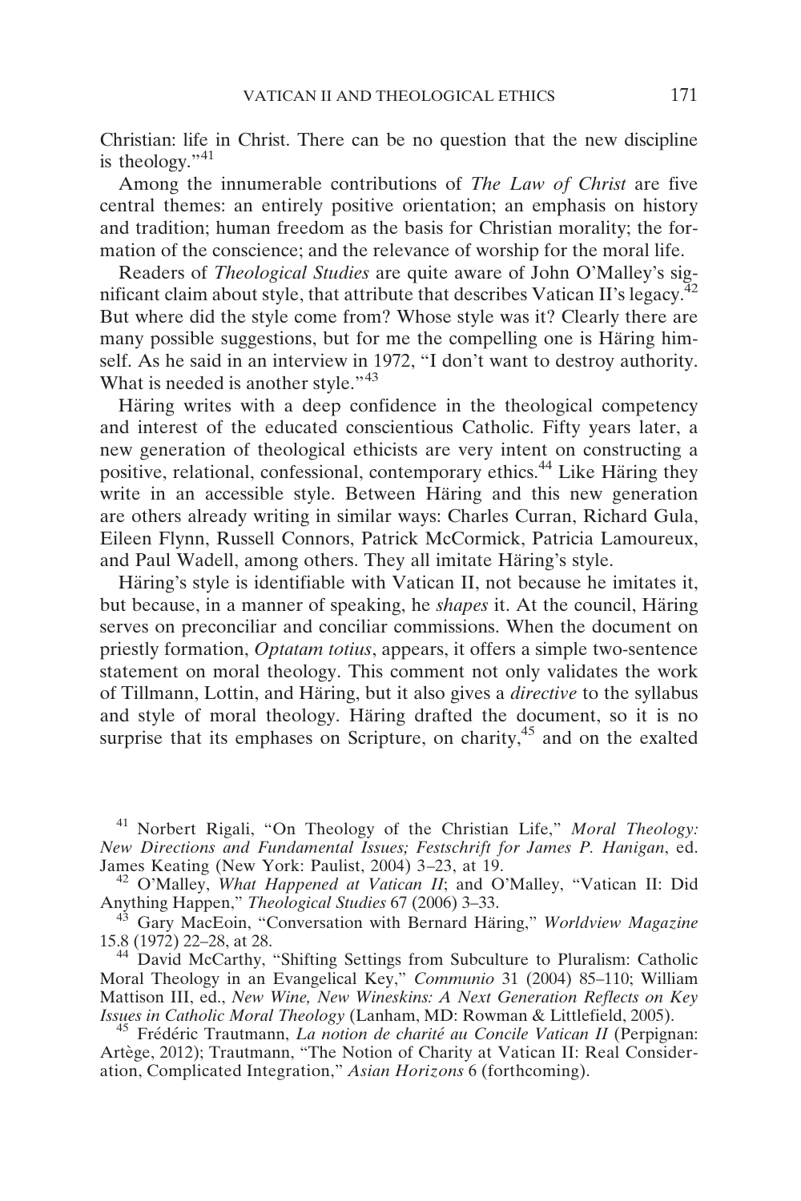Christian: life in Christ. There can be no question that the new discipline is theology."[41]

Among the innumerable contributions of *The Law of Christ* are five central themes: an entirely positive orientation; an emphasis on history and tradition; human freedom as the basis for Christian morality; the formation of the conscience; and the relevance of worship for the moral life.

Readers of *Theological Studies* are quite aware of John O'Malley's significant claim about style, that attribute that describes Vatican II's legacy.[42] But where did the style come from? Whose style was it? Clearly there are many possible suggestions, but for me the compelling one is Häring himself. As he said in an interview in 1972, "I don't want to destroy authority. What is needed is another style."[43]

Häring writes with a deep confidence in the theological competency and interest of the educated conscientious Catholic. Fifty years later, a new generation of theological ethicists are very intent on constructing a positive, relational, confessional, contemporary ethics.[44] Like Häring they write in an accessible style. Between Häring and this new generation are others already writing in similar ways: Charles Curran, Richard Gula, Eileen Flynn, Russell Connors, Patrick McCormick, Patricia Lamoureux, and Paul Wadell, among others. They all imitate Häring's style.

Häring's style is identifiable with Vatican II, not because he imitates it, but because, in a manner of speaking, he *shapes* it. At the council, Häring serves on preconciliar and conciliar commissions. When the document on priestly formation, *Optatam totius*, appears, it offers a simple two-sentence statement on moral theology. This comment not only validates the work of Tillmann, Lottin, and Häring, but it also gives a *directive* to the syllabus and style of moral theology. Häring drafted the document, so it is no surprise that its emphases on Scripture, on charity,[45] and on the exalted

---

[41] Norbert Rigali, "On Theology of the Christian Life," *Moral Theology: New Directions and Fundamental Issues; Festschrift for James P. Hanigan*, ed. James Keating (New York: Paulist, 2004) 3–23, at 19.

[42] O'Malley, *What Happened at Vatican II*; and O'Malley, "Vatican II: Did Anything Happen," *Theological Studies* 67 (2006) 3–33.

[43] Gary MacEoin, "Conversation with Bernard Häring," *Worldview Magazine* 15.8 (1972) 22–28, at 28.

[44] David McCarthy, "Shifting Settings from Subculture to Pluralism: Catholic Moral Theology in an Evangelical Key," *Communio* 31 (2004) 85–110; William Mattison III, ed., *New Wine, New Wineskins: A Next Generation Reflects on Key Issues in Catholic Moral Theology* (Lanham, MD: Rowman & Littlefield, 2005).

[45] Frédéric Trautmann, *La notion de charité au Concile Vatican II* (Perpignan: Artège, 2012); Trautmann, "The Notion of Charity at Vatican II: Real Consideration, Complicated Integration," *Asian Horizons* 6 (forthcoming).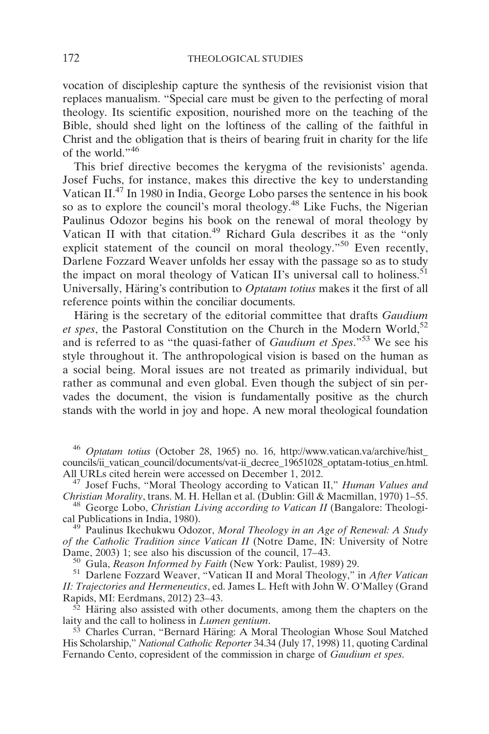vocation of discipleship capture the synthesis of the revisionist vision that replaces manualism. "Special care must be given to the perfecting of moral theology. Its scientific exposition, nourished more on the teaching of the Bible, should shed light on the loftiness of the calling of the faithful in Christ and the obligation that is theirs of bearing fruit in charity for the life of the world."[46]

This brief directive becomes the kerygma of the revisionists' agenda. Josef Fuchs, for instance, makes this directive the key to understanding Vatican II.[47] In 1980 in India, George Lobo parses the sentence in his book so as to explore the council's moral theology.[48] Like Fuchs, the Nigerian Paulinus Odozor begins his book on the renewal of moral theology by Vatican II with that citation.[49] Richard Gula describes it as the "only explicit statement of the council on moral theology."[50] Even recently, Darlene Fozzard Weaver unfolds her essay with the passage so as to study the impact on moral theology of Vatican II's universal call to holiness.[51] Universally, Häring's contribution to *Optatam totius* makes it the first of all reference points within the conciliar documents.

Häring is the secretary of the editorial committee that drafts *Gaudium et spes*, the Pastoral Constitution on the Church in the Modern World,[52] and is referred to as "the quasi-father of *Gaudium et Spes*."[53] We see his style throughout it. The anthropological vision is based on the human as a social being. Moral issues are not treated as primarily individual, but rather as communal and even global. Even though the subject of sin pervades the document, the vision is fundamentally positive as the church stands with the world in joy and hope. A new moral theological foundation

[46] *Optatam totius* (October 28, 1965) no. 16, http://www.vatican.va/archive/hist_councils/ii_vatican_council/documents/vat-ii_decree_19651028_optatam-totius_en.html. All URLs cited herein were accessed on December 1, 2012.

[47] Josef Fuchs, "Moral Theology according to Vatican II," *Human Values and Christian Morality*, trans. M. H. Hellan et al. (Dublin: Gill & Macmillan, 1970) 1–55.

[48] George Lobo, *Christian Living according to Vatican II* (Bangalore: Theological Publications in India, 1980).

[49] Paulinus Ikechukwu Odozor, *Moral Theology in an Age of Renewal: A Study of the Catholic Tradition since Vatican II* (Notre Dame, IN: University of Notre Dame, 2003) 1; see also his discussion of the council, 17–43.

[50] Gula, *Reason Informed by Faith* (New York: Paulist, 1989) 29.

[51] Darlene Fozzard Weaver, "Vatican II and Moral Theology," in *After Vatican II: Trajectories and Hermeneutics*, ed. James L. Heft with John W. O'Malley (Grand Rapids, MI: Eerdmans, 2012) 23–43.

[52] Häring also assisted with other documents, among them the chapters on the laity and the call to holiness in *Lumen gentium*.

[53] Charles Curran, "Bernard Häring: A Moral Theologian Whose Soul Matched His Scholarship," *National Catholic Reporter* 34.34 (July 17, 1998) 11, quoting Cardinal Fernando Cento, copresident of the commission in charge of *Gaudium et spes*.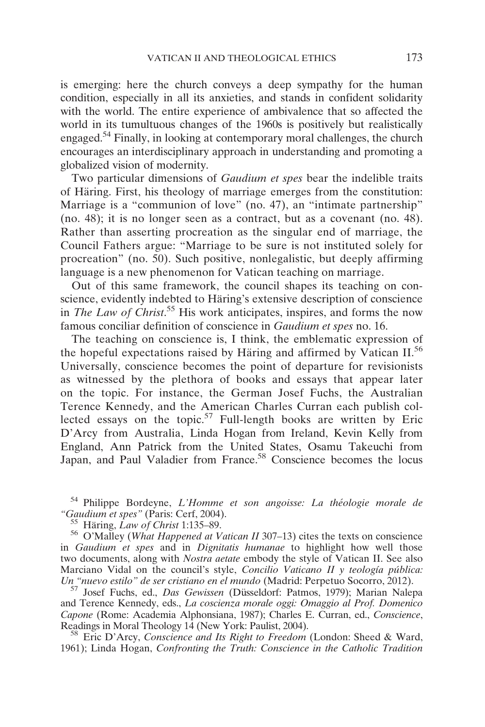is emerging: here the church conveys a deep sympathy for the human condition, especially in all its anxieties, and stands in confident solidarity with the world. The entire experience of ambivalence that so affected the world in its tumultuous changes of the 1960s is positively but realistically engaged.[54] Finally, in looking at contemporary moral challenges, the church encourages an interdisciplinary approach in understanding and promoting a globalized vision of modernity.

Two particular dimensions of *Gaudium et spes* bear the indelible traits of Häring. First, his theology of marriage emerges from the constitution: Marriage is a "communion of love" (no. 47), an "intimate partnership" (no. 48); it is no longer seen as a contract, but as a covenant (no. 48). Rather than asserting procreation as the singular end of marriage, the Council Fathers argue: "Marriage to be sure is not instituted solely for procreation" (no. 50). Such positive, nonlegalistic, but deeply affirming language is a new phenomenon for Vatican teaching on marriage.

Out of this same framework, the council shapes its teaching on conscience, evidently indebted to Häring's extensive description of conscience in *The Law of Christ*.[55] His work anticipates, inspires, and forms the now famous conciliar definition of conscience in *Gaudium et spes* no. 16.

The teaching on conscience is, I think, the emblematic expression of the hopeful expectations raised by Häring and affirmed by Vatican II.[56] Universally, conscience becomes the point of departure for revisionists as witnessed by the plethora of books and essays that appear later on the topic. For instance, the German Josef Fuchs, the Australian Terence Kennedy, and the American Charles Curran each publish collected essays on the topic.[57] Full-length books are written by Eric D'Arcy from Australia, Linda Hogan from Ireland, Kevin Kelly from England, Ann Patrick from the United States, Osamu Takeuchi from Japan, and Paul Valadier from France.[58] Conscience becomes the locus

[54] Philippe Bordeyne, *L'Homme et son angoisse: La théologie morale de "Gaudium et spes"* (Paris: Cerf, 2004).

[55] Häring, *Law of Christ* 1:135–89.

[56] O'Malley (*What Happened at Vatican II* 307–13) cites the texts on conscience in *Gaudium et spes* and in *Dignitatis humanae* to highlight how well those two documents, along with *Nostra aetate* embody the style of Vatican II. See also Marciano Vidal on the council's style, *Concilio Vaticano II y teología pública: Un "nuevo estilo" de ser cristiano en el mundo* (Madrid: Perpetuo Socorro, 2012).

[57] Josef Fuchs, ed., *Das Gewissen* (Düsseldorf: Patmos, 1979); Marian Nalepa and Terence Kennedy, eds., *La coscienza morale oggi: Omaggio al Prof. Domenico Capone* (Rome: Academia Alphonsiana, 1987); Charles E. Curran, ed., *Conscience*, Readings in Moral Theology 14 (New York: Paulist, 2004).

[58] Eric D'Arcy, *Conscience and Its Right to Freedom* (London: Sheed & Ward, 1961); Linda Hogan, *Confronting the Truth: Conscience in the Catholic Tradition*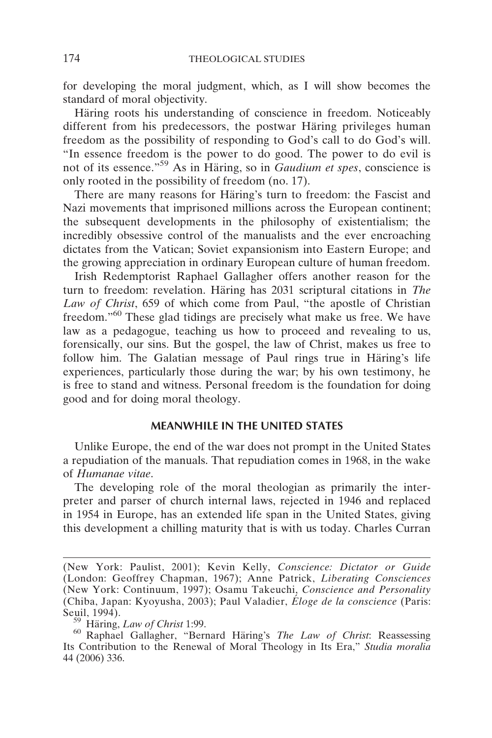for developing the moral judgment, which, as I will show becomes the standard of moral objectivity.

Häring roots his understanding of conscience in freedom. Noticeably different from his predecessors, the postwar Häring privileges human freedom as the possibility of responding to God's call to do God's will. "In essence freedom is the power to do good. The power to do evil is not of its essence."[59] As in Häring, so in *Gaudium et spes*, conscience is only rooted in the possibility of freedom (no. 17).

There are many reasons for Häring's turn to freedom: the Fascist and Nazi movements that imprisoned millions across the European continent; the subsequent developments in the philosophy of existentialism; the incredibly obsessive control of the manualists and the ever encroaching dictates from the Vatican; Soviet expansionism into Eastern Europe; and the growing appreciation in ordinary European culture of human freedom.

Irish Redemptorist Raphael Gallagher offers another reason for the turn to freedom: revelation. Häring has 2031 scriptural citations in *The Law of Christ*, 659 of which come from Paul, "the apostle of Christian freedom."[60] These glad tidings are precisely what make us free. We have law as a pedagogue, teaching us how to proceed and revealing to us, forensically, our sins. But the gospel, the law of Christ, makes us free to follow him. The Galatian message of Paul rings true in Häring's life experiences, particularly those during the war; by his own testimony, he is free to stand and witness. Personal freedom is the foundation for doing good and for doing moral theology.

## MEANWHILE IN THE UNITED STATES

Unlike Europe, the end of the war does not prompt in the United States a repudiation of the manuals. That repudiation comes in 1968, in the wake of *Humanae vitae*.

The developing role of the moral theologian as primarily the interpreter and parser of church internal laws, rejected in 1946 and replaced in 1954 in Europe, has an extended life span in the United States, giving this development a chilling maturity that is with us today. Charles Curran

---

(New York: Paulist, 2001); Kevin Kelly, *Conscience: Dictator or Guide* (London: Geoffrey Chapman, 1967); Anne Patrick, *Liberating Consciences* (New York: Continuum, 1997); Osamu Takeuchi, *Conscience and Personality* (Chiba, Japan: Kyoyusha, 2003); Paul Valadier, *Éloge de la conscience* (Paris: Seuil, 1994).

[59] Häring, *Law of Christ* 1:99.

[60] Raphael Gallagher, "Bernard Häring's *The Law of Christ*: Reassessing Its Contribution to the Renewal of Moral Theology in Its Era," *Studia moralia* 44 (2006) 336.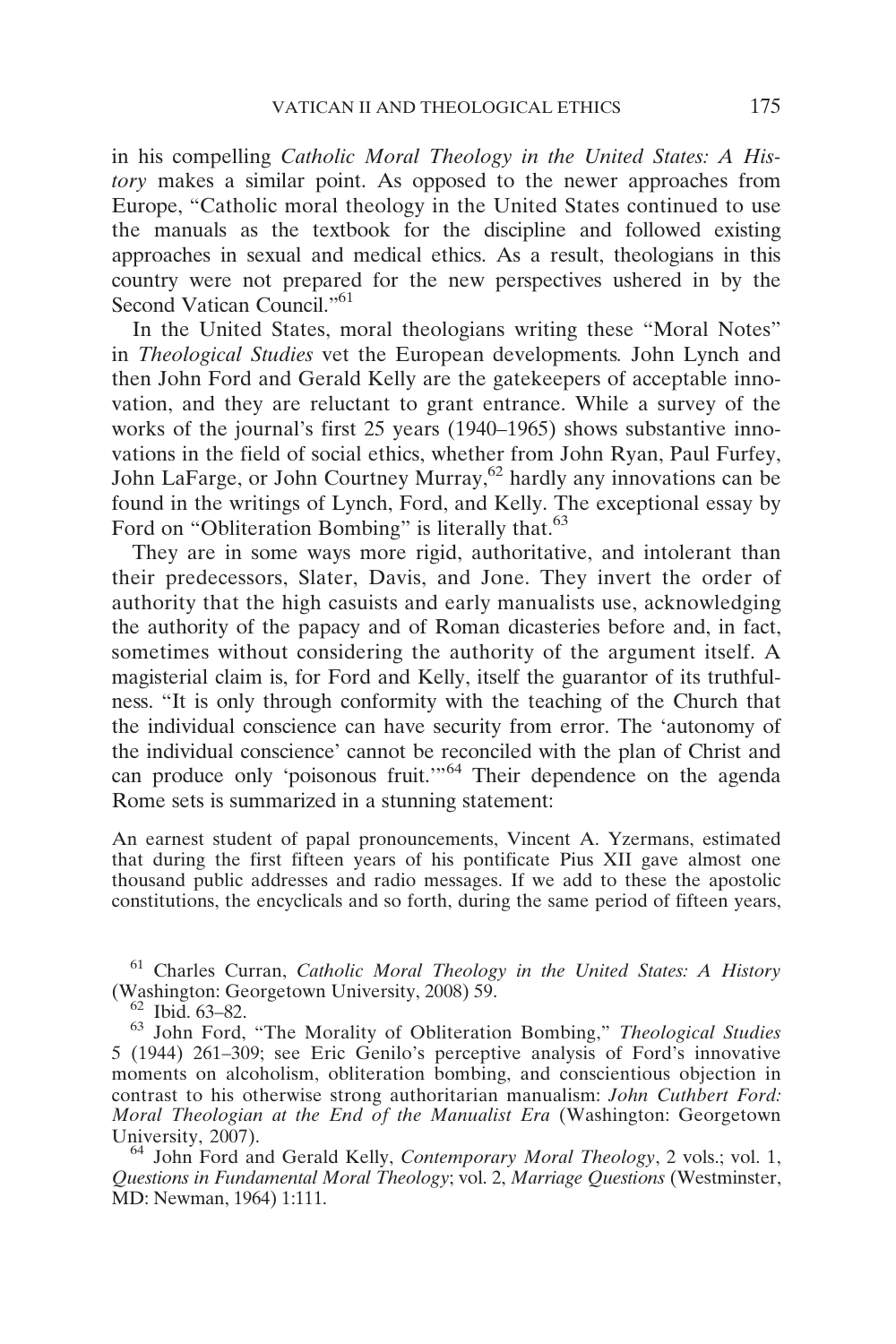in his compelling *Catholic Moral Theology in the United States: A History* makes a similar point. As opposed to the newer approaches from Europe, "Catholic moral theology in the United States continued to use the manuals as the textbook for the discipline and followed existing approaches in sexual and medical ethics. As a result, theologians in this country were not prepared for the new perspectives ushered in by the Second Vatican Council."[61]

In the United States, moral theologians writing these "Moral Notes" in *Theological Studies* vet the European developments. John Lynch and then John Ford and Gerald Kelly are the gatekeepers of acceptable innovation, and they are reluctant to grant entrance. While a survey of the works of the journal's first 25 years (1940–1965) shows substantive innovations in the field of social ethics, whether from John Ryan, Paul Furfey, John LaFarge, or John Courtney Murray,[62] hardly any innovations can be found in the writings of Lynch, Ford, and Kelly. The exceptional essay by Ford on "Obliteration Bombing" is literally that.[63]

They are in some ways more rigid, authoritative, and intolerant than their predecessors, Slater, Davis, and Jone. They invert the order of authority that the high casuists and early manualists use, acknowledging the authority of the papacy and of Roman dicasteries before and, in fact, sometimes without considering the authority of the argument itself. A magisterial claim is, for Ford and Kelly, itself the guarantor of its truthfulness. "It is only through conformity with the teaching of the Church that the individual conscience can have security from error. The 'autonomy of the individual conscience' cannot be reconciled with the plan of Christ and can produce only 'poisonous fruit.'"[64] Their dependence on the agenda Rome sets is summarized in a stunning statement:

> An earnest student of papal pronouncements, Vincent A. Yzermans, estimated that during the first fifteen years of his pontificate Pius XII gave almost one thousand public addresses and radio messages. If we add to these the apostolic constitutions, the encyclicals and so forth, during the same period of fifteen years,

[61] Charles Curran, *Catholic Moral Theology in the United States: A History* (Washington: Georgetown University, 2008) 59.

[62] Ibid. 63–82.

[63] John Ford, "The Morality of Obliteration Bombing," *Theological Studies* 5 (1944) 261–309; see Eric Genilo's perceptive analysis of Ford's innovative moments on alcoholism, obliteration bombing, and conscientious objection in contrast to his otherwise strong authoritarian manualism: *John Cuthbert Ford: Moral Theologian at the End of the Manualist Era* (Washington: Georgetown University, 2007).

[64] John Ford and Gerald Kelly, *Contemporary Moral Theology*, 2 vols.; vol. 1, *Questions in Fundamental Moral Theology*; vol. 2, *Marriage Questions* (Westminster, MD: Newman, 1964) 1:111.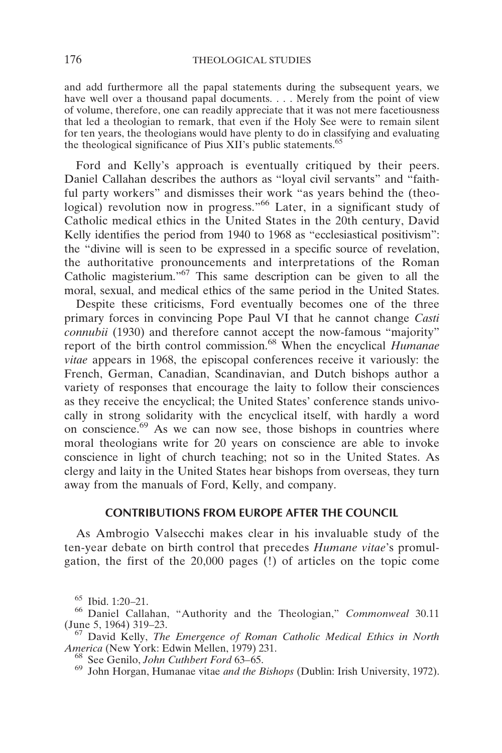and add furthermore all the papal statements during the subsequent years, we have well over a thousand papal documents. . . . Merely from the point of view of volume, therefore, one can readily appreciate that it was not mere facetiousness that led a theologian to remark, that even if the Holy See were to remain silent for ten years, the theologians would have plenty to do in classifying and evaluating the theological significance of Pius XII's public statements.[65]

Ford and Kelly's approach is eventually critiqued by their peers. Daniel Callahan describes the authors as "loyal civil servants" and "faithful party workers" and dismisses their work "as years behind the (theological) revolution now in progress."[66] Later, in a significant study of Catholic medical ethics in the United States in the 20th century, David Kelly identifies the period from 1940 to 1968 as "ecclesiastical positivism": the "divine will is seen to be expressed in a specific source of revelation, the authoritative pronouncements and interpretations of the Roman Catholic magisterium."[67] This same description can be given to all the moral, sexual, and medical ethics of the same period in the United States.

Despite these criticisms, Ford eventually becomes one of the three primary forces in convincing Pope Paul VI that he cannot change *Casti connubii* (1930) and therefore cannot accept the now-famous "majority" report of the birth control commission.[68] When the encyclical *Humanae vitae* appears in 1968, the episcopal conferences receive it variously: the French, German, Canadian, Scandinavian, and Dutch bishops author a variety of responses that encourage the laity to follow their consciences as they receive the encyclical; the United States' conference stands univocally in strong solidarity with the encyclical itself, with hardly a word on conscience.[69] As we can now see, those bishops in countries where moral theologians write for 20 years on conscience are able to invoke conscience in light of church teaching; not so in the United States. As clergy and laity in the United States hear bishops from overseas, they turn away from the manuals of Ford, Kelly, and company.

## CONTRIBUTIONS FROM EUROPE AFTER THE COUNCIL

As Ambrogio Valsecchi makes clear in his invaluable study of the ten-year debate on birth control that precedes *Humane vitae*'s promulgation, the first of the 20,000 pages (!) of articles on the topic come

[65] Ibid. 1:20–21.

[66] Daniel Callahan, "Authority and the Theologian," *Commonweal* 30.11 (June 5, 1964) 319–23.

[67] David Kelly, *The Emergence of Roman Catholic Medical Ethics in North America* (New York: Edwin Mellen, 1979) 231.

[68] See Genilo, *John Cuthbert Ford* 63–65.

[69] John Horgan, Humanae vitae *and the Bishops* (Dublin: Irish University, 1972).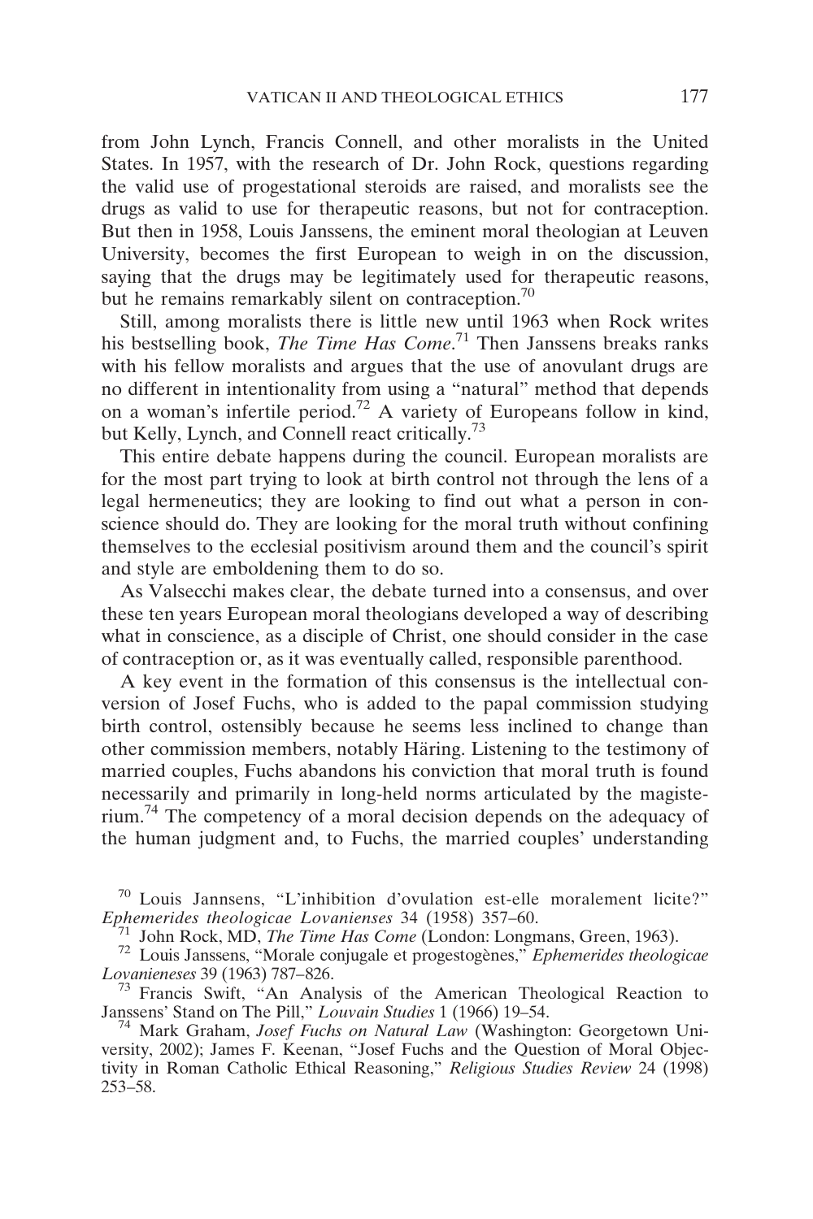from John Lynch, Francis Connell, and other moralists in the United States. In 1957, with the research of Dr. John Rock, questions regarding the valid use of progestational steroids are raised, and moralists see the drugs as valid to use for therapeutic reasons, but not for contraception. But then in 1958, Louis Janssens, the eminent moral theologian at Leuven University, becomes the first European to weigh in on the discussion, saying that the drugs may be legitimately used for therapeutic reasons, but he remains remarkably silent on contraception.[70]

Still, among moralists there is little new until 1963 when Rock writes his bestselling book, *The Time Has Come*.[71] Then Janssens breaks ranks with his fellow moralists and argues that the use of anovulant drugs are no different in intentionality from using a "natural" method that depends on a woman's infertile period.[72] A variety of Europeans follow in kind, but Kelly, Lynch, and Connell react critically.[73]

This entire debate happens during the council. European moralists are for the most part trying to look at birth control not through the lens of a legal hermeneutics; they are looking to find out what a person in conscience should do. They are looking for the moral truth without confining themselves to the ecclesial positivism around them and the council's spirit and style are emboldening them to do so.

As Valsecchi makes clear, the debate turned into a consensus, and over these ten years European moral theologians developed a way of describing what in conscience, as a disciple of Christ, one should consider in the case of contraception or, as it was eventually called, responsible parenthood.

A key event in the formation of this consensus is the intellectual conversion of Josef Fuchs, who is added to the papal commission studying birth control, ostensibly because he seems less inclined to change than other commission members, notably Häring. Listening to the testimony of married couples, Fuchs abandons his conviction that moral truth is found necessarily and primarily in long-held norms articulated by the magisterium.[74] The competency of a moral decision depends on the adequacy of the human judgment and, to Fuchs, the married couples' understanding

[70] Louis Jannsens, "L'inhibition d'ovulation est-elle moralement licite?" *Ephemerides theologicae Lovanienses* 34 (1958) 357–60.

[71] John Rock, MD, *The Time Has Come* (London: Longmans, Green, 1963).

[72] Louis Janssens, "Morale conjugale et progestogènes," *Ephemerides theologicae Lovanieneses* 39 (1963) 787–826.

[73] Francis Swift, "An Analysis of the American Theological Reaction to Janssens' Stand on The Pill," *Louvain Studies* 1 (1966) 19–54.

[74] Mark Graham, *Josef Fuchs on Natural Law* (Washington: Georgetown University, 2002); James F. Keenan, "Josef Fuchs and the Question of Moral Objectivity in Roman Catholic Ethical Reasoning," *Religious Studies Review* 24 (1998) 253–58.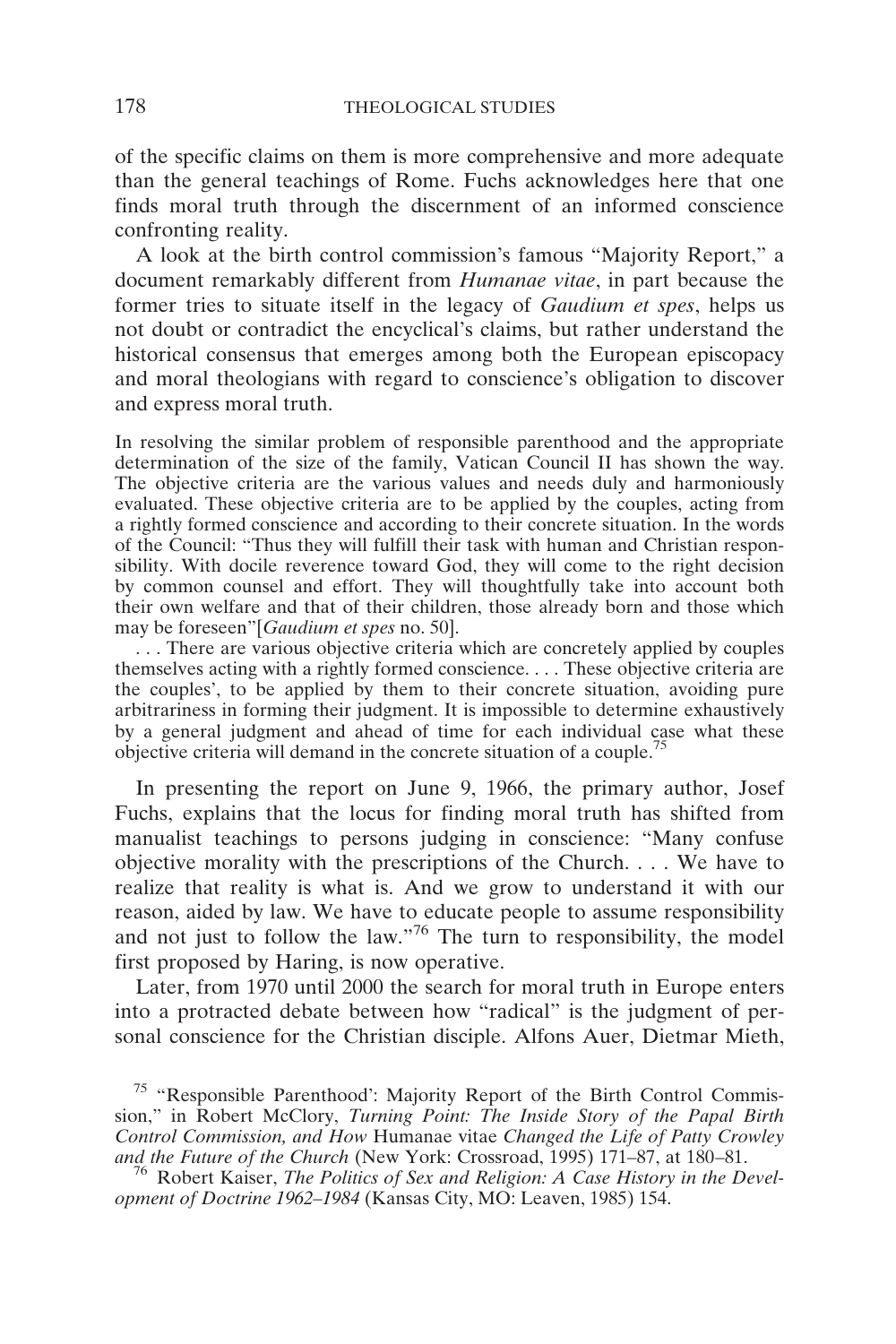of the specific claims on them is more comprehensive and more adequate than the general teachings of Rome. Fuchs acknowledges here that one finds moral truth through the discernment of an informed conscience confronting reality.

A look at the birth control commission's famous "Majority Report," a document remarkably different from *Humanae vitae*, in part because the former tries to situate itself in the legacy of *Gaudium et spes*, helps us not doubt or contradict the encyclical's claims, but rather understand the historical consensus that emerges among both the European episcopacy and moral theologians with regard to conscience's obligation to discover and express moral truth.

> In resolving the similar problem of responsible parenthood and the appropriate determination of the size of the family, Vatican Council II has shown the way. The objective criteria are the various values and needs duly and harmoniously evaluated. These objective criteria are to be applied by the couples, acting from a rightly formed conscience and according to their concrete situation. In the words of the Council: "Thus they will fulfill their task with human and Christian responsibility. With docile reverence toward God, they will come to the right decision by common counsel and effort. They will thoughtfully take into account both their own welfare and that of their children, those already born and those which may be foreseen"[*Gaudium et spes* no. 50].
>
> . . . There are various objective criteria which are concretely applied by couples themselves acting with a rightly formed conscience. . . . These objective criteria are the couples', to be applied by them to their concrete situation, avoiding pure arbitrariness in forming their judgment. It is impossible to determine exhaustively by a general judgment and ahead of time for each individual case what these objective criteria will demand in the concrete situation of a couple.[75]

In presenting the report on June 9, 1966, the primary author, Josef Fuchs, explains that the locus for finding moral truth has shifted from manualist teachings to persons judging in conscience: "Many confuse objective morality with the prescriptions of the Church. . . . We have to realize that reality is what is. And we grow to understand it with our reason, aided by law. We have to educate people to assume responsibility and not just to follow the law."[76] The turn to responsibility, the model first proposed by Haring, is now operative.

Later, from 1970 until 2000 the search for moral truth in Europe enters into a protracted debate between how "radical" is the judgment of personal conscience for the Christian disciple. Alfons Auer, Dietmar Mieth,

[75] "Responsible Parenthood': Majority Report of the Birth Control Commission," in Robert McClory, *Turning Point: The Inside Story of the Papal Birth Control Commission, and How* Humanae vitae *Changed the Life of Patty Crowley and the Future of the Church* (New York: Crossroad, 1995) 171–87, at 180–81.

[76] Robert Kaiser, *The Politics of Sex and Religion: A Case History in the Development of Doctrine 1962–1984* (Kansas City, MO: Leaven, 1985) 154.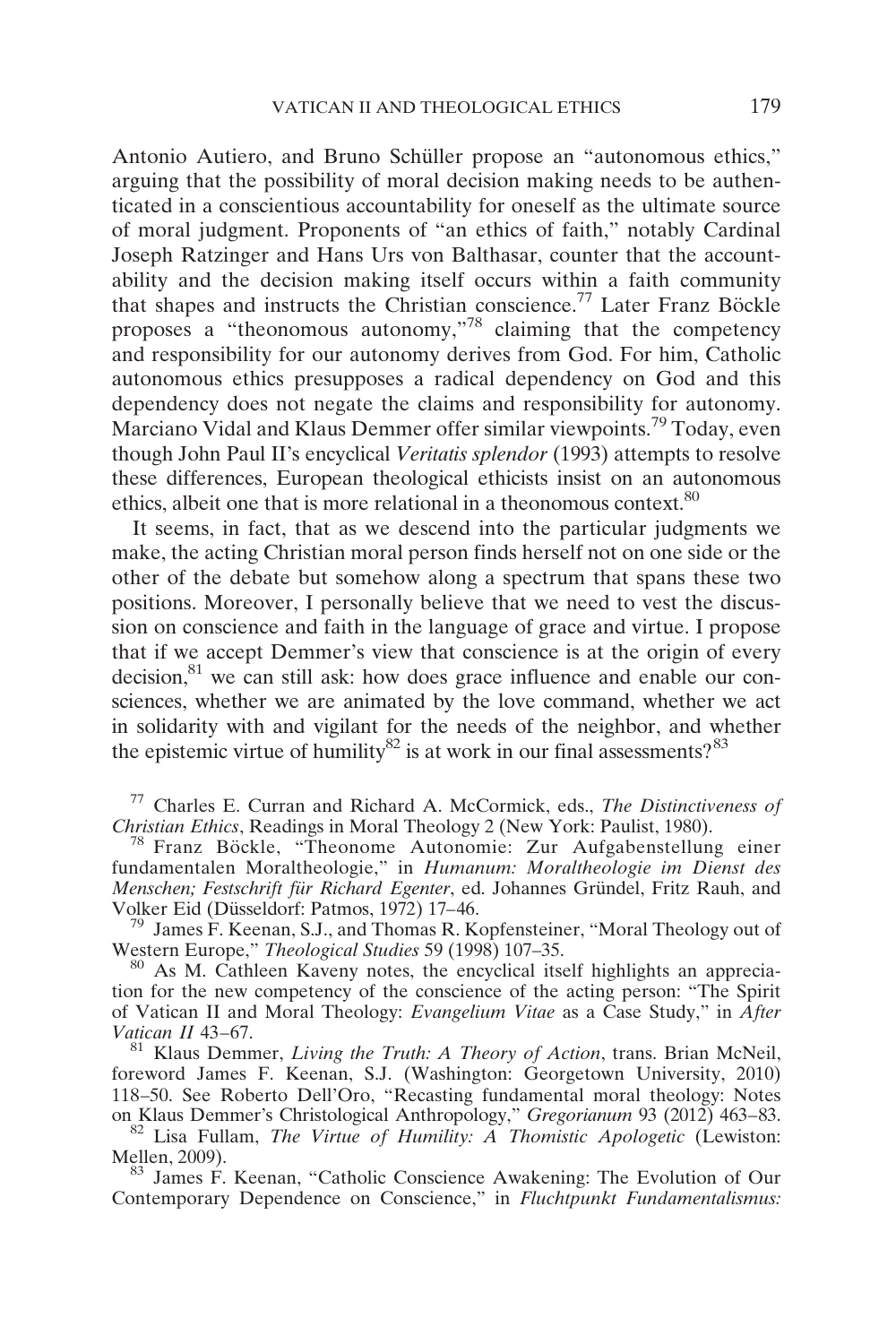Antonio Autiero, and Bruno Schüller propose an "autonomous ethics," arguing that the possibility of moral decision making needs to be authenticated in a conscientious accountability for oneself as the ultimate source of moral judgment. Proponents of "an ethics of faith," notably Cardinal Joseph Ratzinger and Hans Urs von Balthasar, counter that the accountability and the decision making itself occurs within a faith community that shapes and instructs the Christian conscience.[77] Later Franz Böckle proposes a "theonomous autonomy,"[78] claiming that the competency and responsibility for our autonomy derives from God. For him, Catholic autonomous ethics presupposes a radical dependency on God and this dependency does not negate the claims and responsibility for autonomy. Marciano Vidal and Klaus Demmer offer similar viewpoints.[79] Today, even though John Paul II's encyclical *Veritatis splendor* (1993) attempts to resolve these differences, European theological ethicists insist on an autonomous ethics, albeit one that is more relational in a theonomous context.[80]

It seems, in fact, that as we descend into the particular judgments we make, the acting Christian moral person finds herself not on one side or the other of the debate but somehow along a spectrum that spans these two positions. Moreover, I personally believe that we need to vest the discussion on conscience and faith in the language of grace and virtue. I propose that if we accept Demmer's view that conscience is at the origin of every decision,[81] we can still ask: how does grace influence and enable our consciences, whether we are animated by the love command, whether we act in solidarity with and vigilant for the needs of the neighbor, and whether the epistemic virtue of humility[82] is at work in our final assessments?[83]

[77] Charles E. Curran and Richard A. McCormick, eds., *The Distinctiveness of Christian Ethics*, Readings in Moral Theology 2 (New York: Paulist, 1980).

[78] Franz Böckle, "Theonome Autonomie: Zur Aufgabenstellung einer fundamentalen Moraltheologie," in *Humanum: Moraltheologie im Dienst des Menschen; Festschrift für Richard Egenter*, ed. Johannes Gründel, Fritz Rauh, and Volker Eid (Düsseldorf: Patmos, 1972) 17–46.

[79] James F. Keenan, S.J., and Thomas R. Kopfensteiner, "Moral Theology out of Western Europe," *Theological Studies* 59 (1998) 107–35.

[80] As M. Cathleen Kaveny notes, the encyclical itself highlights an appreciation for the new competency of the conscience of the acting person: "The Spirit of Vatican II and Moral Theology: *Evangelium Vitae* as a Case Study," in *After Vatican II* 43–67.

[81] Klaus Demmer, *Living the Truth: A Theory of Action*, trans. Brian McNeil, foreword James F. Keenan, S.J. (Washington: Georgetown University, 2010) 118–50. See Roberto Dell'Oro, "Recasting fundamental moral theology: Notes on Klaus Demmer's Christological Anthropology," *Gregorianum* 93 (2012) 463–83.

[82] Lisa Fullam, *The Virtue of Humility: A Thomistic Apologetic* (Lewiston: Mellen, 2009).

[83] James F. Keenan, "Catholic Conscience Awakening: The Evolution of Our Contemporary Dependence on Conscience," in *Fluchtpunkt Fundamentalismus:*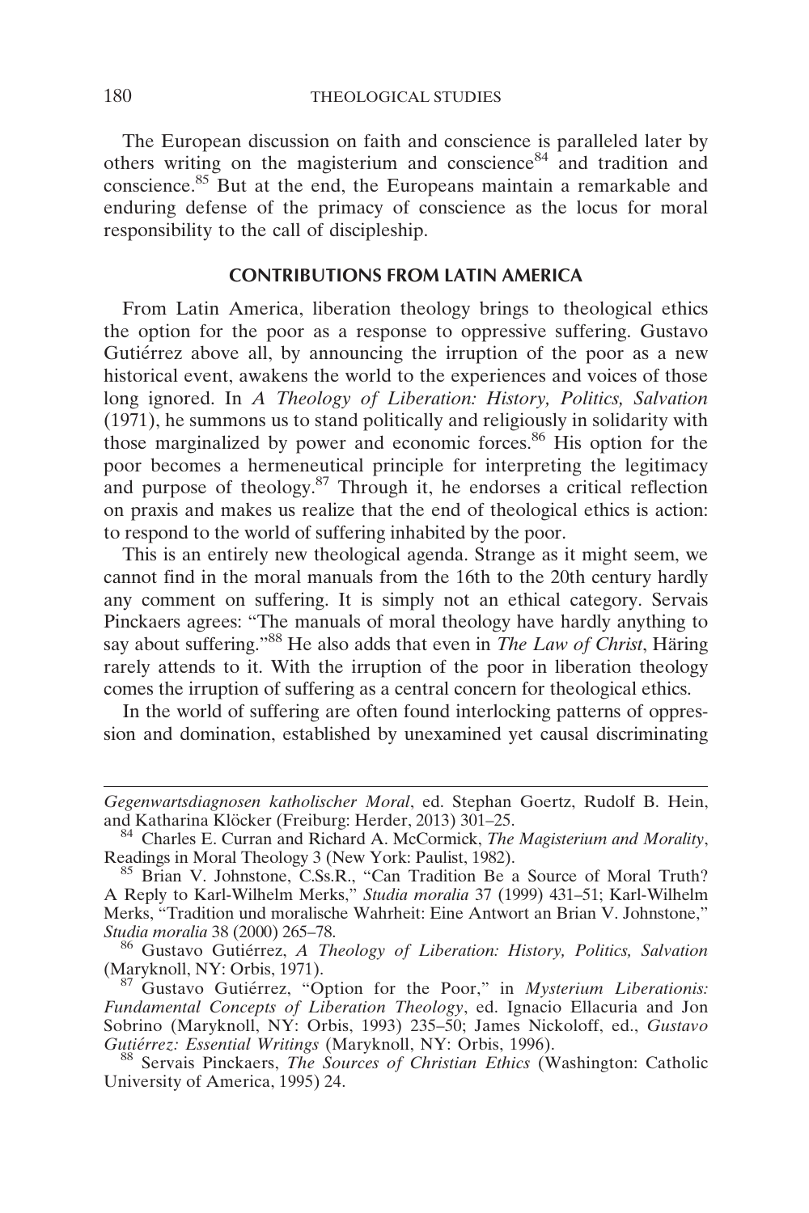The European discussion on faith and conscience is paralleled later by others writing on the magisterium and conscience[84] and tradition and conscience.[85] But at the end, the Europeans maintain a remarkable and enduring defense of the primacy of conscience as the locus for moral responsibility to the call of discipleship.

## CONTRIBUTIONS FROM LATIN AMERICA

From Latin America, liberation theology brings to theological ethics the option for the poor as a response to oppressive suffering. Gustavo Gutiérrez above all, by announcing the irruption of the poor as a new historical event, awakens the world to the experiences and voices of those long ignored. In *A Theology of Liberation: History, Politics, Salvation* (1971), he summons us to stand politically and religiously in solidarity with those marginalized by power and economic forces.[86] His option for the poor becomes a hermeneutical principle for interpreting the legitimacy and purpose of theology.[87] Through it, he endorses a critical reflection on praxis and makes us realize that the end of theological ethics is action: to respond to the world of suffering inhabited by the poor.

This is an entirely new theological agenda. Strange as it might seem, we cannot find in the moral manuals from the 16th to the 20th century hardly any comment on suffering. It is simply not an ethical category. Servais Pinckaers agrees: "The manuals of moral theology have hardly anything to say about suffering."[88] He also adds that even in *The Law of Christ*, Häring rarely attends to it. With the irruption of the poor in liberation theology comes the irruption of suffering as a central concern for theological ethics.

In the world of suffering are often found interlocking patterns of oppression and domination, established by unexamined yet causal discriminating

---

*Gegenwartsdiagnosen katholischer Moral*, ed. Stephan Goertz, Rudolf B. Hein, and Katharina Klöcker (Freiburg: Herder, 2013) 301–25.

[84] Charles E. Curran and Richard A. McCormick, *The Magisterium and Morality*, Readings in Moral Theology 3 (New York: Paulist, 1982).

[85] Brian V. Johnstone, C.Ss.R., "Can Tradition Be a Source of Moral Truth? A Reply to Karl-Wilhelm Merks," *Studia moralia* 37 (1999) 431–51; Karl-Wilhelm Merks, "Tradition und moralische Wahrheit: Eine Antwort an Brian V. Johnstone," *Studia moralia* 38 (2000) 265–78.

[86] Gustavo Gutiérrez, *A Theology of Liberation: History, Politics, Salvation* (Maryknoll, NY: Orbis, 1971).

[87] Gustavo Gutiérrez, "Option for the Poor," in *Mysterium Liberationis: Fundamental Concepts of Liberation Theology*, ed. Ignacio Ellacuria and Jon Sobrino (Maryknoll, NY: Orbis, 1993) 235–50; James Nickoloff, ed., *Gustavo Gutiérrez: Essential Writings* (Maryknoll, NY: Orbis, 1996).

[88] Servais Pinckaers, *The Sources of Christian Ethics* (Washington: Catholic University of America, 1995) 24.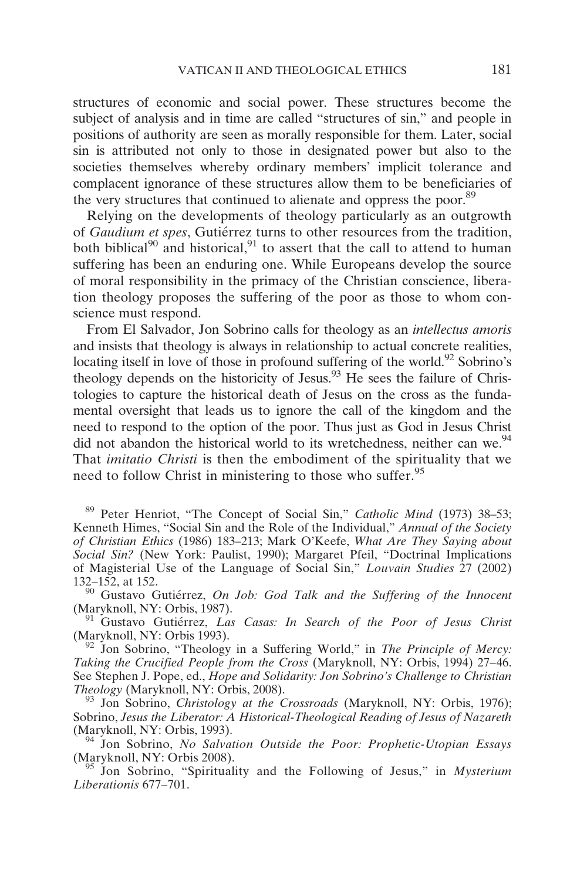structures of economic and social power. These structures become the subject of analysis and in time are called "structures of sin," and people in positions of authority are seen as morally responsible for them. Later, social sin is attributed not only to those in designated power but also to the societies themselves whereby ordinary members' implicit tolerance and complacent ignorance of these structures allow them to be beneficiaries of the very structures that continued to alienate and oppress the poor.[89]

Relying on the developments of theology particularly as an outgrowth of *Gaudium et spes*, Gutiérrez turns to other resources from the tradition, both biblical[90] and historical,[91] to assert that the call to attend to human suffering has been an enduring one. While Europeans develop the source of moral responsibility in the primacy of the Christian conscience, liberation theology proposes the suffering of the poor as those to whom conscience must respond.

From El Salvador, Jon Sobrino calls for theology as an *intellectus amoris* and insists that theology is always in relationship to actual concrete realities, locating itself in love of those in profound suffering of the world.[92] Sobrino's theology depends on the historicity of Jesus.[93] He sees the failure of Christologies to capture the historical death of Jesus on the cross as the fundamental oversight that leads us to ignore the call of the kingdom and the need to respond to the option of the poor. Thus just as God in Jesus Christ did not abandon the historical world to its wretchedness, neither can we.[94] That *imitatio Christi* is then the embodiment of the spirituality that we need to follow Christ in ministering to those who suffer.[95]

[89] Peter Henriot, "The Concept of Social Sin," *Catholic Mind* (1973) 38–53; Kenneth Himes, "Social Sin and the Role of the Individual," *Annual of the Society of Christian Ethics* (1986) 183–213; Mark O'Keefe, *What Are They Saying about Social Sin?* (New York: Paulist, 1990); Margaret Pfeil, "Doctrinal Implications of Magisterial Use of the Language of Social Sin," *Louvain Studies* 27 (2002) 132–152, at 152.

[90] Gustavo Gutiérrez, *On Job: God Talk and the Suffering of the Innocent* (Maryknoll, NY: Orbis, 1987).

[91] Gustavo Gutiérrez, *Las Casas: In Search of the Poor of Jesus Christ* (Maryknoll, NY: Orbis 1993).

[92] Jon Sobrino, "Theology in a Suffering World," in *The Principle of Mercy: Taking the Crucified People from the Cross* (Maryknoll, NY: Orbis, 1994) 27–46. See Stephen J. Pope, ed., *Hope and Solidarity: Jon Sobrino's Challenge to Christian Theology* (Maryknoll, NY: Orbis, 2008).

[93] Jon Sobrino, *Christology at the Crossroads* (Maryknoll, NY: Orbis, 1976); Sobrino, *Jesus the Liberator: A Historical-Theological Reading of Jesus of Nazareth* (Maryknoll, NY: Orbis, 1993).

[94] Jon Sobrino, *No Salvation Outside the Poor: Prophetic-Utopian Essays* (Maryknoll, NY: Orbis 2008).

[95] Jon Sobrino, "Spirituality and the Following of Jesus," in *Mysterium Liberationis* 677–701.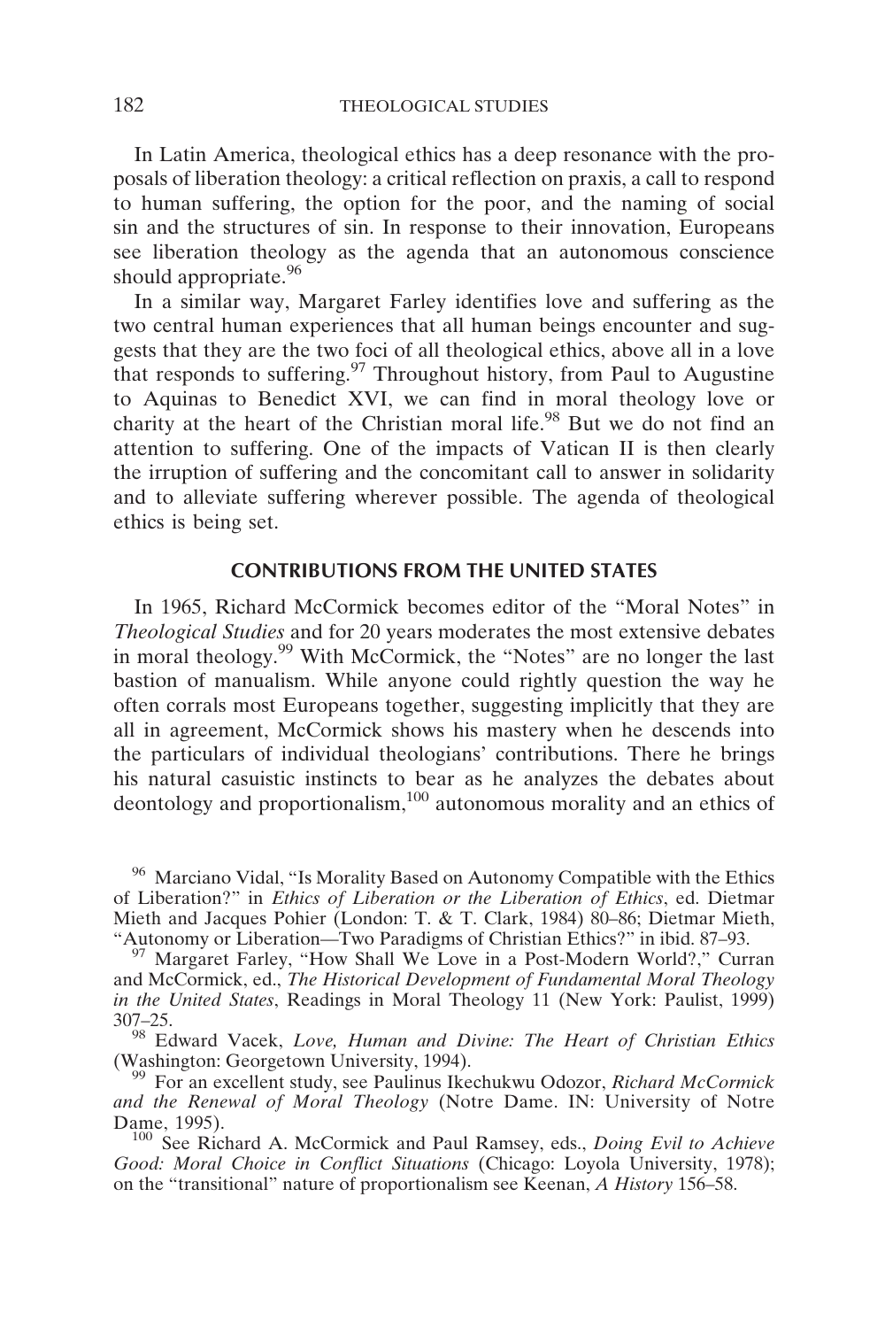In Latin America, theological ethics has a deep resonance with the proposals of liberation theology: a critical reflection on praxis, a call to respond to human suffering, the option for the poor, and the naming of social sin and the structures of sin. In response to their innovation, Europeans see liberation theology as the agenda that an autonomous conscience should appropriate.[96]

In a similar way, Margaret Farley identifies love and suffering as the two central human experiences that all human beings encounter and suggests that they are the two foci of all theological ethics, above all in a love that responds to suffering.[97] Throughout history, from Paul to Augustine to Aquinas to Benedict XVI, we can find in moral theology love or charity at the heart of the Christian moral life.[98] But we do not find an attention to suffering. One of the impacts of Vatican II is then clearly the irruption of suffering and the concomitant call to answer in solidarity and to alleviate suffering wherever possible. The agenda of theological ethics is being set.

## CONTRIBUTIONS FROM THE UNITED STATES

In 1965, Richard McCormick becomes editor of the "Moral Notes" in *Theological Studies* and for 20 years moderates the most extensive debates in moral theology.[99] With McCormick, the "Notes" are no longer the last bastion of manualism. While anyone could rightly question the way he often corrals most Europeans together, suggesting implicitly that they are all in agreement, McCormick shows his mastery when he descends into the particulars of individual theologians' contributions. There he brings his natural casuistic instincts to bear as he analyzes the debates about deontology and proportionalism,[100] autonomous morality and an ethics of

---

[96] Marciano Vidal, "Is Morality Based on Autonomy Compatible with the Ethics of Liberation?" in *Ethics of Liberation or the Liberation of Ethics*, ed. Dietmar Mieth and Jacques Pohier (London: T. & T. Clark, 1984) 80–86; Dietmar Mieth, "Autonomy or Liberation—Two Paradigms of Christian Ethics?" in ibid. 87–93.

[97] Margaret Farley, "How Shall We Love in a Post-Modern World?," Curran and McCormick, ed., *The Historical Development of Fundamental Moral Theology in the United States*, Readings in Moral Theology 11 (New York: Paulist, 1999) 307–25.

[98] Edward Vacek, *Love, Human and Divine: The Heart of Christian Ethics* (Washington: Georgetown University, 1994).

[99] For an excellent study, see Paulinus Ikechukwu Odozor, *Richard McCormick and the Renewal of Moral Theology* (Notre Dame. IN: University of Notre Dame, 1995).

[100] See Richard A. McCormick and Paul Ramsey, eds., *Doing Evil to Achieve Good: Moral Choice in Conflict Situations* (Chicago: Loyola University, 1978); on the "transitional" nature of proportionalism see Keenan, *A History* 156–58.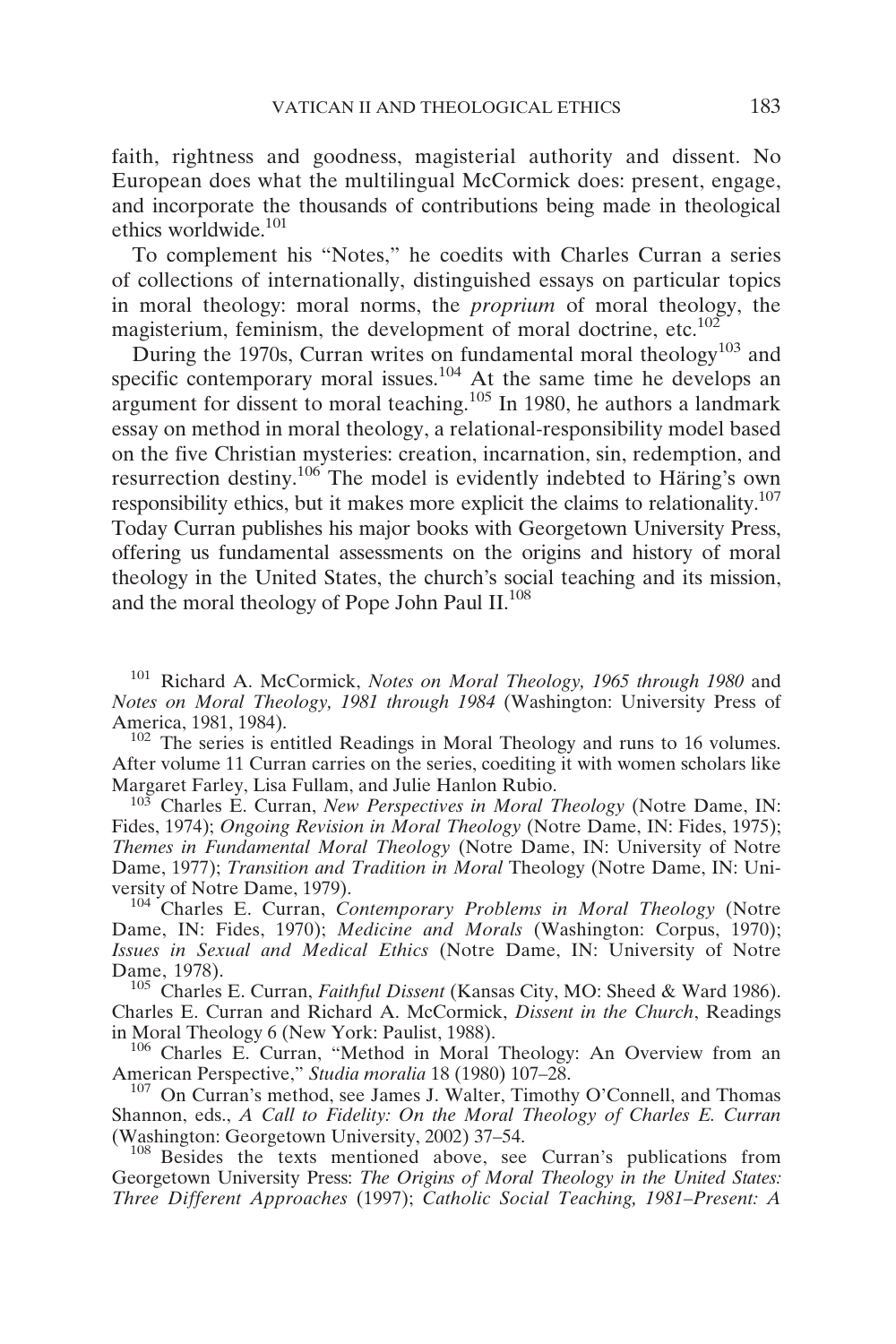faith, rightness and goodness, magisterial authority and dissent. No European does what the multilingual McCormick does: present, engage, and incorporate the thousands of contributions being made in theological ethics worldwide.[101]

To complement his "Notes," he coedits with Charles Curran a series of collections of internationally, distinguished essays on particular topics in moral theology: moral norms, the *proprium* of moral theology, the magisterium, feminism, the development of moral doctrine, etc.[102]

During the 1970s, Curran writes on fundamental moral theology[103] and specific contemporary moral issues.[104] At the same time he develops an argument for dissent to moral teaching.[105] In 1980, he authors a landmark essay on method in moral theology, a relational-responsibility model based on the five Christian mysteries: creation, incarnation, sin, redemption, and resurrection destiny.[106] The model is evidently indebted to Häring's own responsibility ethics, but it makes more explicit the claims to relationality.[107] Today Curran publishes his major books with Georgetown University Press, offering us fundamental assessments on the origins and history of moral theology in the United States, the church's social teaching and its mission, and the moral theology of Pope John Paul II.[108]

---

[101] Richard A. McCormick, *Notes on Moral Theology, 1965 through 1980* and *Notes on Moral Theology, 1981 through 1984* (Washington: University Press of America, 1981, 1984).

[102] The series is entitled Readings in Moral Theology and runs to 16 volumes. After volume 11 Curran carries on the series, coediting it with women scholars like Margaret Farley, Lisa Fullam, and Julie Hanlon Rubio.

[103] Charles E. Curran, *New Perspectives in Moral Theology* (Notre Dame, IN: Fides, 1974); *Ongoing Revision in Moral Theology* (Notre Dame, IN: Fides, 1975); *Themes in Fundamental Moral Theology* (Notre Dame, IN: University of Notre Dame, 1977); *Transition and Tradition in Moral* Theology (Notre Dame, IN: University of Notre Dame, 1979).

[104] Charles E. Curran, *Contemporary Problems in Moral Theology* (Notre Dame, IN: Fides, 1970); *Medicine and Morals* (Washington: Corpus, 1970); *Issues in Sexual and Medical Ethics* (Notre Dame, IN: University of Notre Dame, 1978).

[105] Charles E. Curran, *Faithful Dissent* (Kansas City, MO: Sheed & Ward 1986). Charles E. Curran and Richard A. McCormick, *Dissent in the Church*, Readings in Moral Theology 6 (New York: Paulist, 1988).

[106] Charles E. Curran, "Method in Moral Theology: An Overview from an American Perspective," *Studia moralia* 18 (1980) 107–28.

[107] On Curran's method, see James J. Walter, Timothy O'Connell, and Thomas Shannon, eds., *A Call to Fidelity: On the Moral Theology of Charles E. Curran* (Washington: Georgetown University, 2002) 37–54.

[108] Besides the texts mentioned above, see Curran's publications from Georgetown University Press: *The Origins of Moral Theology in the United States: Three Different Approaches* (1997); *Catholic Social Teaching, 1981–Present: A*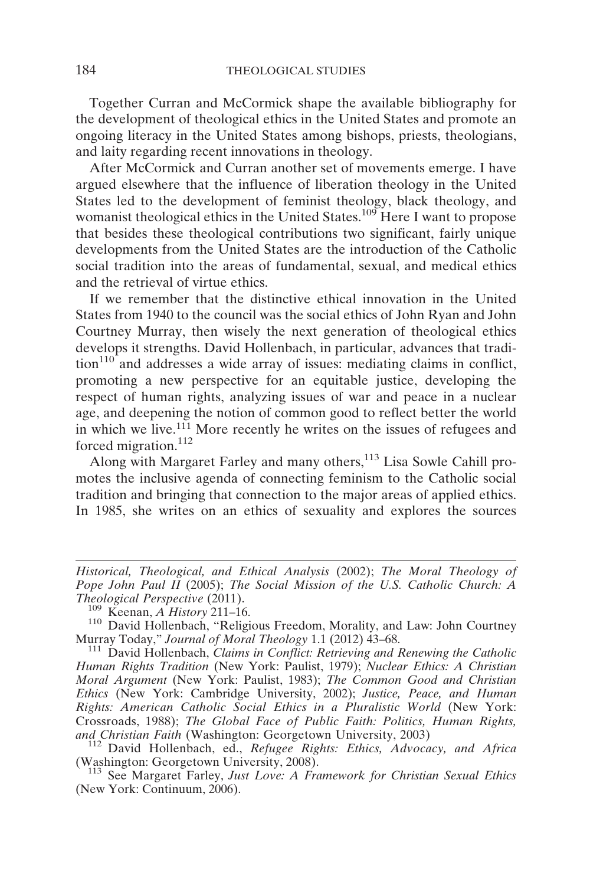Together Curran and McCormick shape the available bibliography for the development of theological ethics in the United States and promote an ongoing literacy in the United States among bishops, priests, theologians, and laity regarding recent innovations in theology.

After McCormick and Curran another set of movements emerge. I have argued elsewhere that the influence of liberation theology in the United States led to the development of feminist theology, black theology, and womanist theological ethics in the United States.[109] Here I want to propose that besides these theological contributions two significant, fairly unique developments from the United States are the introduction of the Catholic social tradition into the areas of fundamental, sexual, and medical ethics and the retrieval of virtue ethics.

If we remember that the distinctive ethical innovation in the United States from 1940 to the council was the social ethics of John Ryan and John Courtney Murray, then wisely the next generation of theological ethics develops it strengths. David Hollenbach, in particular, advances that tradition[110] and addresses a wide array of issues: mediating claims in conflict, promoting a new perspective for an equitable justice, developing the respect of human rights, analyzing issues of war and peace in a nuclear age, and deepening the notion of common good to reflect better the world in which we live.[111] More recently he writes on the issues of refugees and forced migration.[112]

Along with Margaret Farley and many others,[113] Lisa Sowle Cahill promotes the inclusive agenda of connecting feminism to the Catholic social tradition and bringing that connection to the major areas of applied ethics. In 1985, she writes on an ethics of sexuality and explores the sources

---

*Historical, Theological, and Ethical Analysis* (2002); *The Moral Theology of Pope John Paul II* (2005); *The Social Mission of the U.S. Catholic Church: A Theological Perspective* (2011).

[109] Keenan, *A History* 211–16.

[110] David Hollenbach, "Religious Freedom, Morality, and Law: John Courtney Murray Today," *Journal of Moral Theology* 1.1 (2012) 43–68.

[111] David Hollenbach, *Claims in Conflict: Retrieving and Renewing the Catholic Human Rights Tradition* (New York: Paulist, 1979); *Nuclear Ethics: A Christian Moral Argument* (New York: Paulist, 1983); *The Common Good and Christian Ethics* (New York: Cambridge University, 2002); *Justice, Peace, and Human Rights: American Catholic Social Ethics in a Pluralistic World* (New York: Crossroads, 1988); *The Global Face of Public Faith: Politics, Human Rights, and Christian Faith* (Washington: Georgetown University, 2003)

[112] David Hollenbach, ed., *Refugee Rights: Ethics, Advocacy, and Africa* (Washington: Georgetown University, 2008).

[113] See Margaret Farley, *Just Love: A Framework for Christian Sexual Ethics* (New York: Continuum, 2006).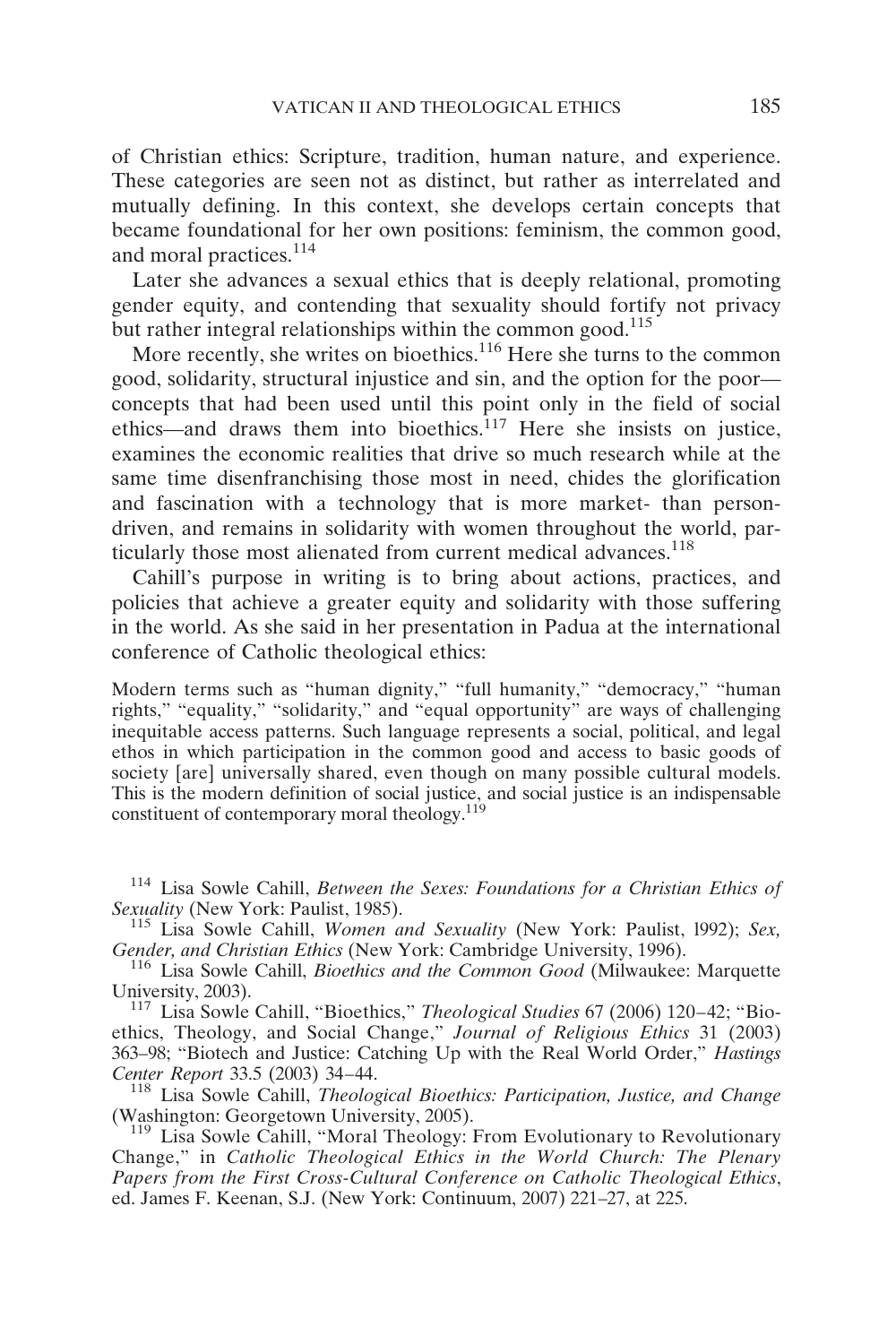of Christian ethics: Scripture, tradition, human nature, and experience. These categories are seen not as distinct, but rather as interrelated and mutually defining. In this context, she develops certain concepts that became foundational for her own positions: feminism, the common good, and moral practices.[114]

Later she advances a sexual ethics that is deeply relational, promoting gender equity, and contending that sexuality should fortify not privacy but rather integral relationships within the common good.[115]

More recently, she writes on bioethics.[116] Here she turns to the common good, solidarity, structural injustice and sin, and the option for the poor—concepts that had been used until this point only in the field of social ethics—and draws them into bioethics.[117] Here she insists on justice, examines the economic realities that drive so much research while at the same time disenfranchising those most in need, chides the glorification and fascination with a technology that is more market- than person-driven, and remains in solidarity with women throughout the world, particularly those most alienated from current medical advances.[118]

Cahill's purpose in writing is to bring about actions, practices, and policies that achieve a greater equity and solidarity with those suffering in the world. As she said in her presentation in Padua at the international conference of Catholic theological ethics:

> Modern terms such as "human dignity," "full humanity," "democracy," "human rights," "equality," "solidarity," and "equal opportunity" are ways of challenging inequitable access patterns. Such language represents a social, political, and legal ethos in which participation in the common good and access to basic goods of society [are] universally shared, even though on many possible cultural models. This is the modern definition of social justice, and social justice is an indispensable constituent of contemporary moral theology.[119]

---

[114] Lisa Sowle Cahill, *Between the Sexes: Foundations for a Christian Ethics of Sexuality* (New York: Paulist, 1985).

[115] Lisa Sowle Cahill, *Women and Sexuality* (New York: Paulist, l992); *Sex, Gender, and Christian Ethics* (New York: Cambridge University, 1996).

[116] Lisa Sowle Cahill, *Bioethics and the Common Good* (Milwaukee: Marquette University, 2003).

[117] Lisa Sowle Cahill, "Bioethics," *Theological Studies* 67 (2006) 120–42; "Bioethics, Theology, and Social Change," *Journal of Religious Ethics* 31 (2003) 363–98; "Biotech and Justice: Catching Up with the Real World Order," *Hastings Center Report* 33.5 (2003) 34–44.

[118] Lisa Sowle Cahill, *Theological Bioethics: Participation, Justice, and Change* (Washington: Georgetown University, 2005).

[119] Lisa Sowle Cahill, "Moral Theology: From Evolutionary to Revolutionary Change," in *Catholic Theological Ethics in the World Church: The Plenary Papers from the First Cross-Cultural Conference on Catholic Theological Ethics*, ed. James F. Keenan, S.J. (New York: Continuum, 2007) 221–27, at 225.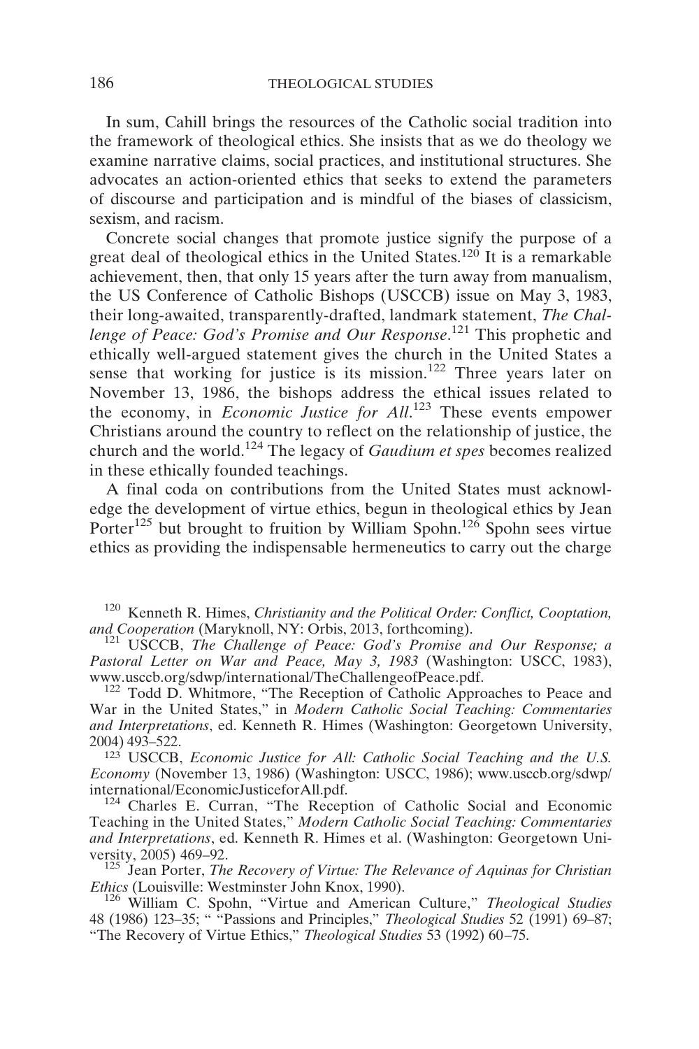In sum, Cahill brings the resources of the Catholic social tradition into the framework of theological ethics. She insists that as we do theology we examine narrative claims, social practices, and institutional structures. She advocates an action-oriented ethics that seeks to extend the parameters of discourse and participation and is mindful of the biases of classicism, sexism, and racism.

Concrete social changes that promote justice signify the purpose of a great deal of theological ethics in the United States.[120] It is a remarkable achievement, then, that only 15 years after the turn away from manualism, the US Conference of Catholic Bishops (USCCB) issue on May 3, 1983, their long-awaited, transparently-drafted, landmark statement, *The Challenge of Peace: God's Promise and Our Response*.[121] This prophetic and ethically well-argued statement gives the church in the United States a sense that working for justice is its mission.[122] Three years later on November 13, 1986, the bishops address the ethical issues related to the economy, in *Economic Justice for All*.[123] These events empower Christians around the country to reflect on the relationship of justice, the church and the world.[124] The legacy of *Gaudium et spes* becomes realized in these ethically founded teachings.

A final coda on contributions from the United States must acknowledge the development of virtue ethics, begun in theological ethics by Jean Porter[125] but brought to fruition by William Spohn.[126] Spohn sees virtue ethics as providing the indispensable hermeneutics to carry out the charge

[120] Kenneth R. Himes, *Christianity and the Political Order: Conflict, Cooptation, and Cooperation* (Maryknoll, NY: Orbis, 2013, forthcoming).

[121] USCCB, *The Challenge of Peace: God's Promise and Our Response; a Pastoral Letter on War and Peace, May 3, 1983* (Washington: USCC, 1983), www.usccb.org/sdwp/international/TheChallengeofPeace.pdf.

[122] Todd D. Whitmore, "The Reception of Catholic Approaches to Peace and War in the United States," in *Modern Catholic Social Teaching: Commentaries and Interpretations*, ed. Kenneth R. Himes (Washington: Georgetown University, 2004) 493–522.

[123] USCCB, *Economic Justice for All: Catholic Social Teaching and the U.S. Economy* (November 13, 1986) (Washington: USCC, 1986); www.usccb.org/sdwp/international/EconomicJusticeforAll.pdf.

[124] Charles E. Curran, "The Reception of Catholic Social and Economic Teaching in the United States," *Modern Catholic Social Teaching: Commentaries and Interpretations*, ed. Kenneth R. Himes et al. (Washington: Georgetown University, 2005) 469–92.

[125] Jean Porter, *The Recovery of Virtue: The Relevance of Aquinas for Christian Ethics* (Louisville: Westminster John Knox, 1990).

[126] William C. Spohn, "Virtue and American Culture," *Theological Studies* 48 (1986) 123–35; " "Passions and Principles," *Theological Studies* 52 (1991) 69–87; "The Recovery of Virtue Ethics," *Theological Studies* 53 (1992) 60–75.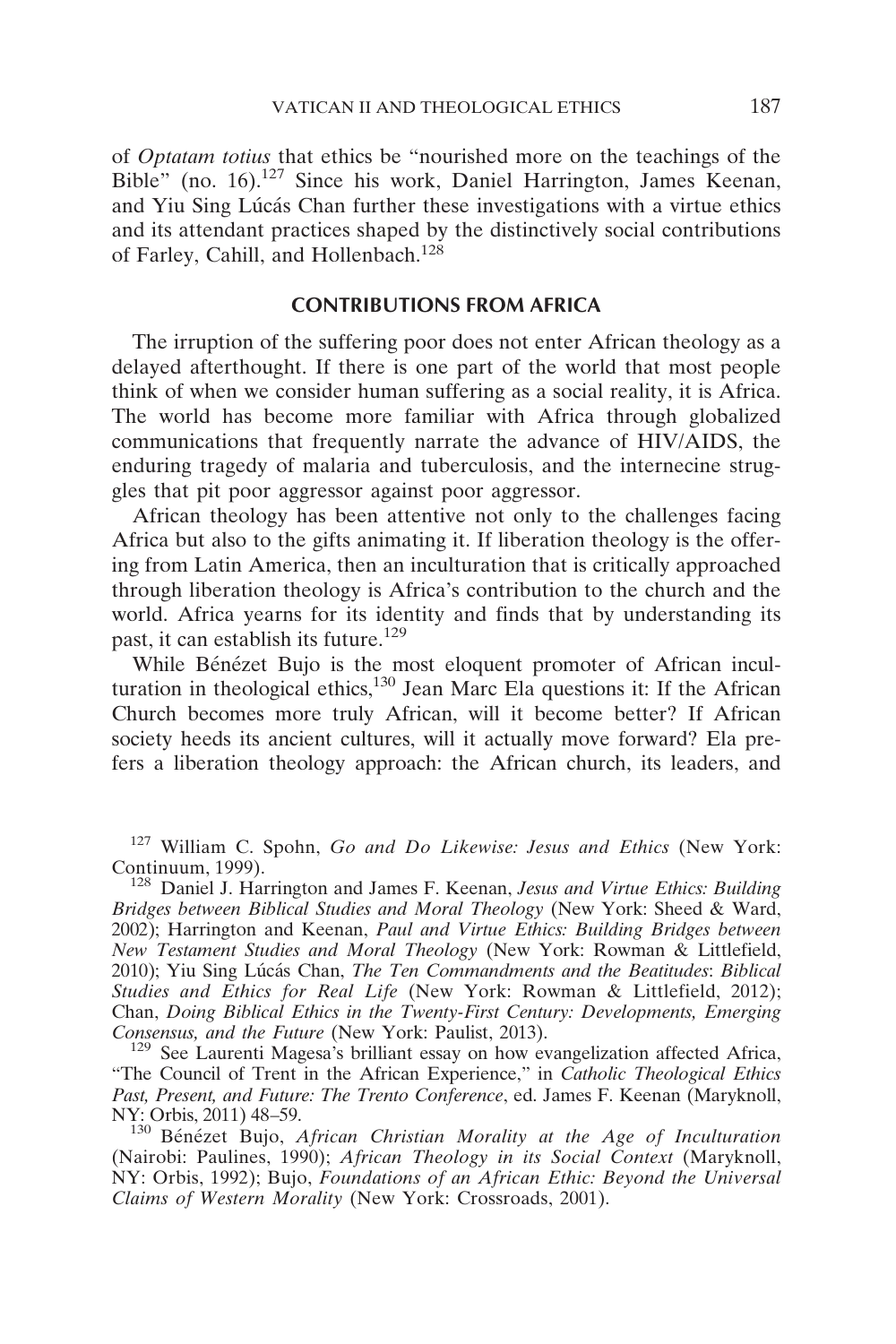of *Optatam totius* that ethics be "nourished more on the teachings of the Bible" (no. 16).[127] Since his work, Daniel Harrington, James Keenan, and Yiu Sing Lúcás Chan further these investigations with a virtue ethics and its attendant practices shaped by the distinctively social contributions of Farley, Cahill, and Hollenbach.[128]

## CONTRIBUTIONS FROM AFRICA

The irruption of the suffering poor does not enter African theology as a delayed afterthought. If there is one part of the world that most people think of when we consider human suffering as a social reality, it is Africa. The world has become more familiar with Africa through globalized communications that frequently narrate the advance of HIV/AIDS, the enduring tragedy of malaria and tuberculosis, and the internecine struggles that pit poor aggressor against poor aggressor.

African theology has been attentive not only to the challenges facing Africa but also to the gifts animating it. If liberation theology is the offering from Latin America, then an inculturation that is critically approached through liberation theology is Africa's contribution to the church and the world. Africa yearns for its identity and finds that by understanding its past, it can establish its future.[129]

While Bénézet Bujo is the most eloquent promoter of African inculturation in theological ethics,[130] Jean Marc Ela questions it: If the African Church becomes more truly African, will it become better? If African society heeds its ancient cultures, will it actually move forward? Ela prefers a liberation theology approach: the African church, its leaders, and

---

[127] William C. Spohn, *Go and Do Likewise: Jesus and Ethics* (New York: Continuum, 1999).

[128] Daniel J. Harrington and James F. Keenan, *Jesus and Virtue Ethics: Building Bridges between Biblical Studies and Moral Theology* (New York: Sheed & Ward, 2002); Harrington and Keenan, *Paul and Virtue Ethics: Building Bridges between New Testament Studies and Moral Theology* (New York: Rowman & Littlefield, 2010); Yiu Sing Lúcás Chan, *The Ten Commandments and the Beatitudes: Biblical Studies and Ethics for Real Life* (New York: Rowman & Littlefield, 2012); Chan, *Doing Biblical Ethics in the Twenty-First Century: Developments, Emerging Consensus, and the Future* (New York: Paulist, 2013).

[129] See Laurenti Magesa's brilliant essay on how evangelization affected Africa, "The Council of Trent in the African Experience," in *Catholic Theological Ethics Past, Present, and Future: The Trento Conference*, ed. James F. Keenan (Maryknoll, NY: Orbis, 2011) 48–59.

[130] Bénézet Bujo, *African Christian Morality at the Age of Inculturation* (Nairobi: Paulines, 1990); *African Theology in its Social Context* (Maryknoll, NY: Orbis, 1992); Bujo, *Foundations of an African Ethic: Beyond the Universal Claims of Western Morality* (New York: Crossroads, 2001).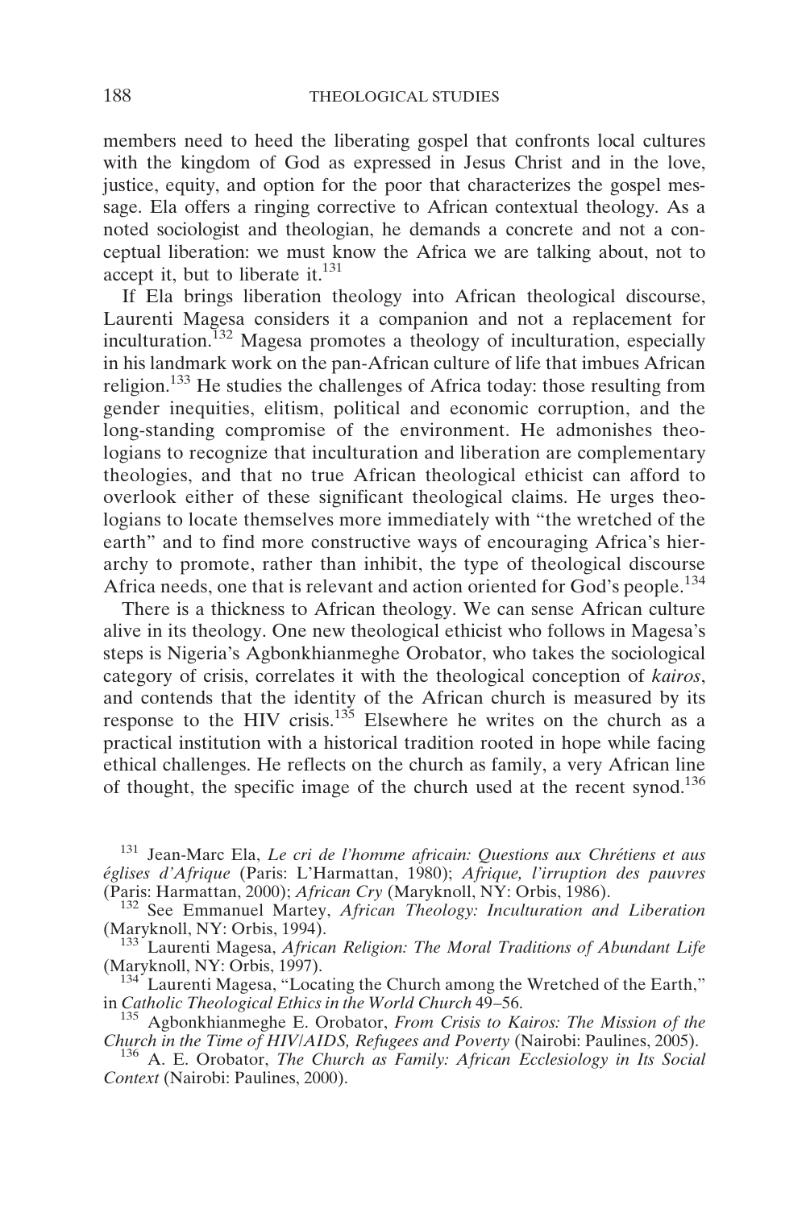members need to heed the liberating gospel that confronts local cultures with the kingdom of God as expressed in Jesus Christ and in the love, justice, equity, and option for the poor that characterizes the gospel message. Ela offers a ringing corrective to African contextual theology. As a noted sociologist and theologian, he demands a concrete and not a conceptual liberation: we must know the Africa we are talking about, not to accept it, but to liberate it.[131]

If Ela brings liberation theology into African theological discourse, Laurenti Magesa considers it a companion and not a replacement for inculturation.[132] Magesa promotes a theology of inculturation, especially in his landmark work on the pan-African culture of life that imbues African religion.[133] He studies the challenges of Africa today: those resulting from gender inequities, elitism, political and economic corruption, and the long-standing compromise of the environment. He admonishes theologians to recognize that inculturation and liberation are complementary theologies, and that no true African theological ethicist can afford to overlook either of these significant theological claims. He urges theologians to locate themselves more immediately with "the wretched of the earth" and to find more constructive ways of encouraging Africa's hierarchy to promote, rather than inhibit, the type of theological discourse Africa needs, one that is relevant and action oriented for God's people.[134]

There is a thickness to African theology. We can sense African culture alive in its theology. One new theological ethicist who follows in Magesa's steps is Nigeria's Agbonkhianmeghe Orobator, who takes the sociological category of crisis, correlates it with the theological conception of *kairos*, and contends that the identity of the African church is measured by its response to the HIV crisis.[135] Elsewhere he writes on the church as a practical institution with a historical tradition rooted in hope while facing ethical challenges. He reflects on the church as family, a very African line of thought, the specific image of the church used at the recent synod.[136]

[131] Jean-Marc Ela, *Le cri de l'homme africain: Questions aux Chrétiens et aus églises d'Afrique* (Paris: L'Harmattan, 1980); *Afrique, l'irruption des pauvres* (Paris: Harmattan, 2000); *African Cry* (Maryknoll, NY: Orbis, 1986).

[132] See Emmanuel Martey, *African Theology: Inculturation and Liberation* (Maryknoll, NY: Orbis, 1994).

[133] Laurenti Magesa, *African Religion: The Moral Traditions of Abundant Life* (Maryknoll, NY: Orbis, 1997).

[134] Laurenti Magesa, "Locating the Church among the Wretched of the Earth," in *Catholic Theological Ethics in the World Church* 49–56.

[135] Agbonkhianmeghe E. Orobator, *From Crisis to Kairos: The Mission of the Church in the Time of HIV/AIDS, Refugees and Poverty* (Nairobi: Paulines, 2005).

[136] A. E. Orobator, *The Church as Family: African Ecclesiology in Its Social Context* (Nairobi: Paulines, 2000).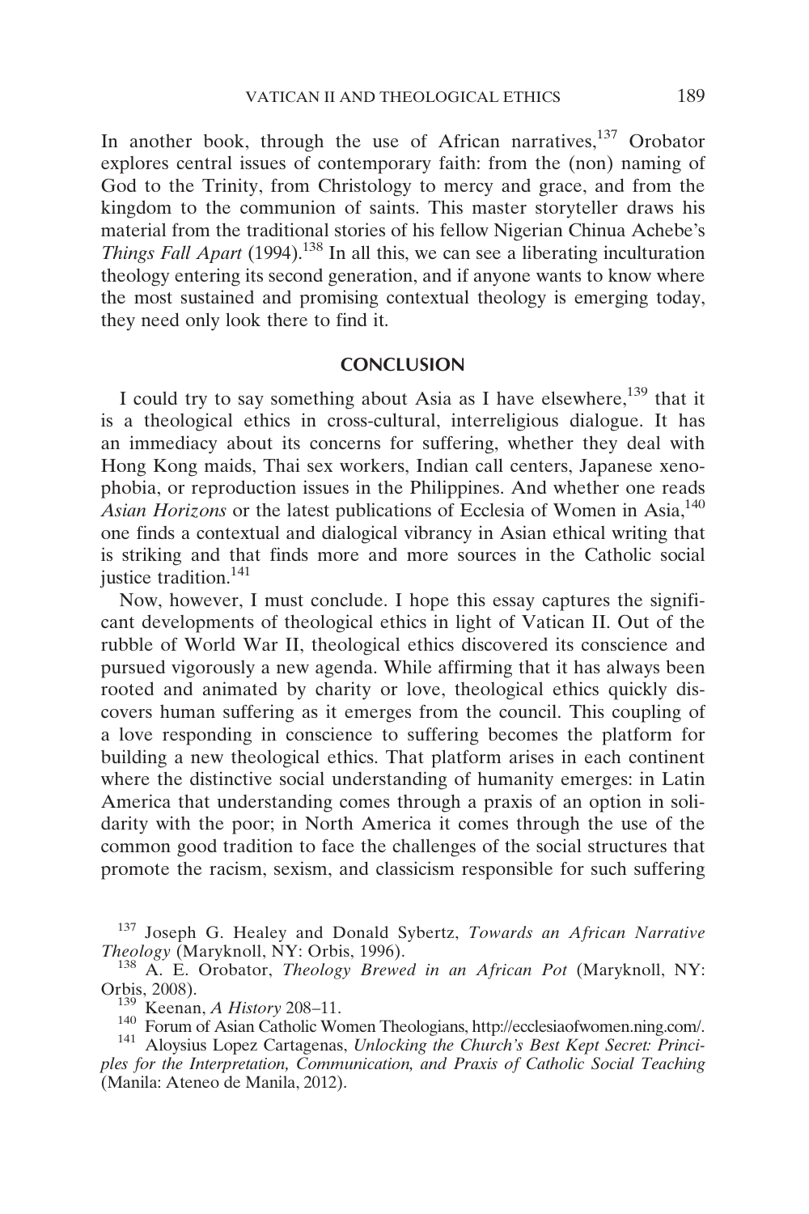In another book, through the use of African narratives,[137] Orobator explores central issues of contemporary faith: from the (non) naming of God to the Trinity, from Christology to mercy and grace, and from the kingdom to the communion of saints. This master storyteller draws his material from the traditional stories of his fellow Nigerian Chinua Achebe's *Things Fall Apart* (1994).[138] In all this, we can see a liberating inculturation theology entering its second generation, and if anyone wants to know where the most sustained and promising contextual theology is emerging today, they need only look there to find it.

## CONCLUSION

I could try to say something about Asia as I have elsewhere,[139] that it is a theological ethics in cross-cultural, interreligious dialogue. It has an immediacy about its concerns for suffering, whether they deal with Hong Kong maids, Thai sex workers, Indian call centers, Japanese xenophobia, or reproduction issues in the Philippines. And whether one reads *Asian Horizons* or the latest publications of Ecclesia of Women in Asia,[140] one finds a contextual and dialogical vibrancy in Asian ethical writing that is striking and that finds more and more sources in the Catholic social justice tradition.[141]

Now, however, I must conclude. I hope this essay captures the significant developments of theological ethics in light of Vatican II. Out of the rubble of World War II, theological ethics discovered its conscience and pursued vigorously a new agenda. While affirming that it has always been rooted and animated by charity or love, theological ethics quickly discovers human suffering as it emerges from the council. This coupling of a love responding in conscience to suffering becomes the platform for building a new theological ethics. That platform arises in each continent where the distinctive social understanding of humanity emerges: in Latin America that understanding comes through a praxis of an option in solidarity with the poor; in North America it comes through the use of the common good tradition to face the challenges of the social structures that promote the racism, sexism, and classicism responsible for such suffering

[137] Joseph G. Healey and Donald Sybertz, *Towards an African Narrative Theology* (Maryknoll, NY: Orbis, 1996).

[138] A. E. Orobator, *Theology Brewed in an African Pot* (Maryknoll, NY: Orbis, 2008).

[139] Keenan, *A History* 208–11.

[140] Forum of Asian Catholic Women Theologians, http://ecclesiaofwomen.ning.com/.

[141] Aloysius Lopez Cartagenas, *Unlocking the Church's Best Kept Secret: Principles for the Interpretation, Communication, and Praxis of Catholic Social Teaching* (Manila: Ateneo de Manila, 2012).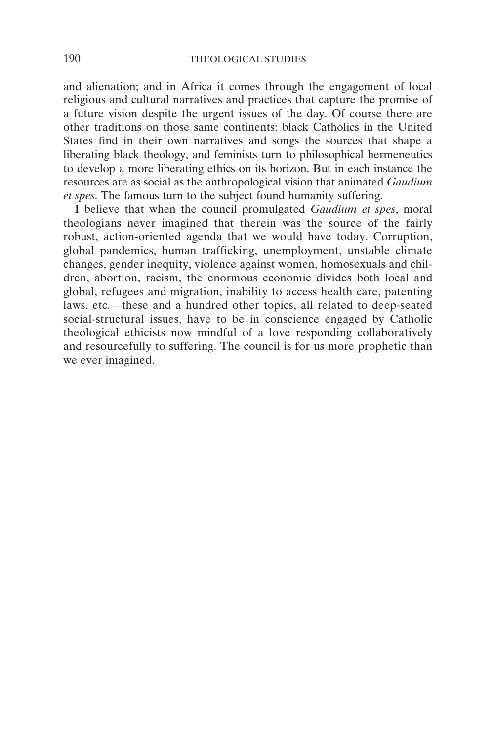and alienation; and in Africa it comes through the engagement of local religious and cultural narratives and practices that capture the promise of a future vision despite the urgent issues of the day. Of course there are other traditions on those same continents: black Catholics in the United States find in their own narratives and songs the sources that shape a liberating black theology, and feminists turn to philosophical hermeneutics to develop a more liberating ethics on its horizon. But in each instance the resources are as social as the anthropological vision that animated *Gaudium et spes*. The famous turn to the subject found humanity suffering.

I believe that when the council promulgated *Gaudium et spes*, moral theologians never imagined that therein was the source of the fairly robust, action-oriented agenda that we would have today. Corruption, global pandemics, human trafficking, unemployment, unstable climate changes, gender inequity, violence against women, homosexuals and children, abortion, racism, the enormous economic divides both local and global, refugees and migration, inability to access health care, patenting laws, etc.—these and a hundred other topics, all related to deep-seated social-structural issues, have to be in conscience engaged by Catholic theological ethicists now mindful of a love responding collaboratively and resourcefully to suffering. The council is for us more prophetic than we ever imagined.